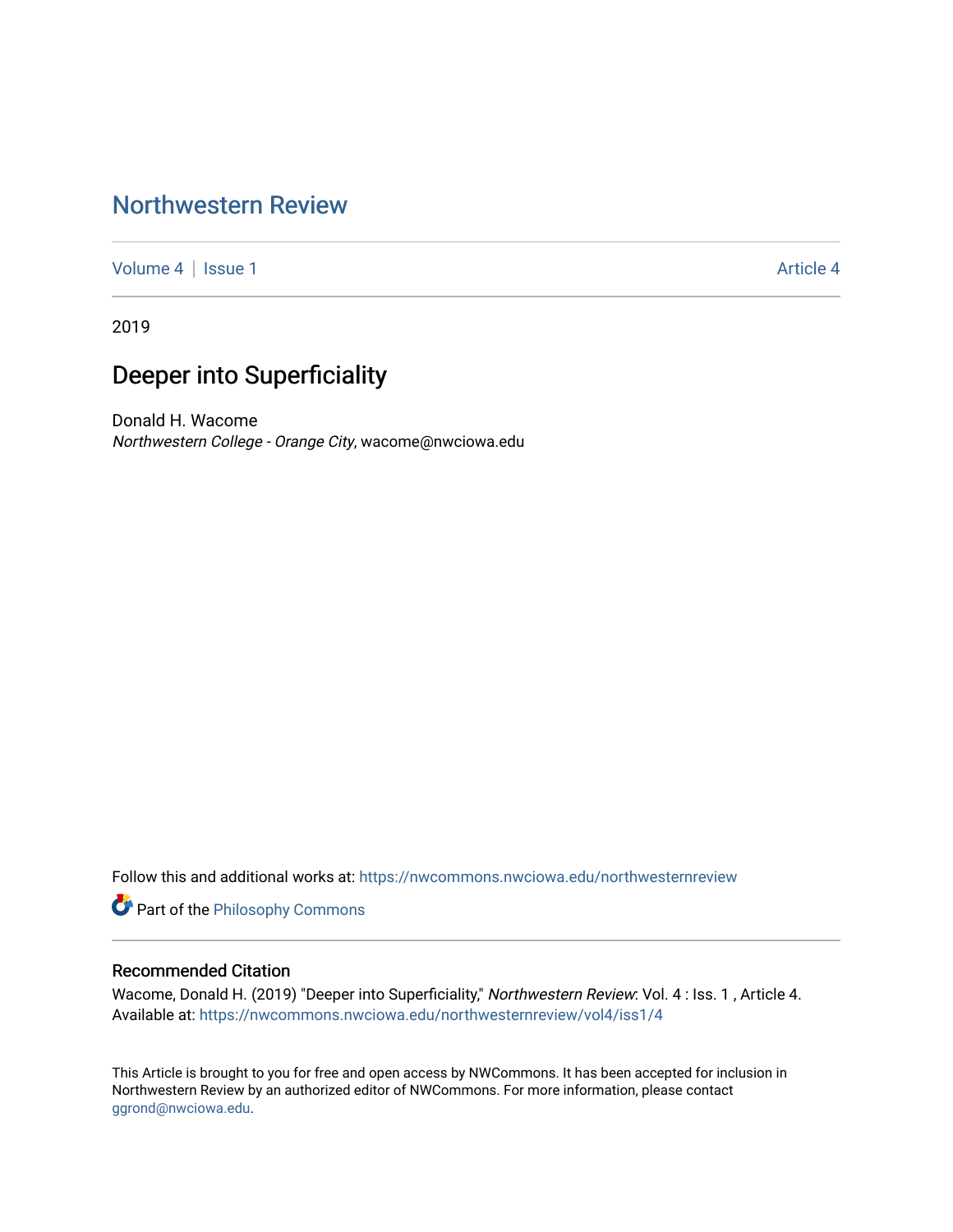# Northwestern Review

Volume 4 | Issue 1 Article 4

2019

## Deeper into Superficiality

Donald H. Wacome
*Northwestern College - Orange City*, wacome@nwciowa.edu

Follow this and additional works at: https://nwcommons.nwciowa.edu/northwesternreview

Part of the Philosophy Commons

### Recommended Citation

Wacome, Donald H. (2019) "Deeper into Superficiality," *Northwestern Review*: Vol. 4 : Iss. 1 , Article 4.
Available at: https://nwcommons.nwciowa.edu/northwesternreview/vol4/iss1/4

This Article is brought to you for free and open access by NWCommons. It has been accepted for inclusion in Northwestern Review by an authorized editor of NWCommons. For more information, please contact ggrond@nwciowa.edu.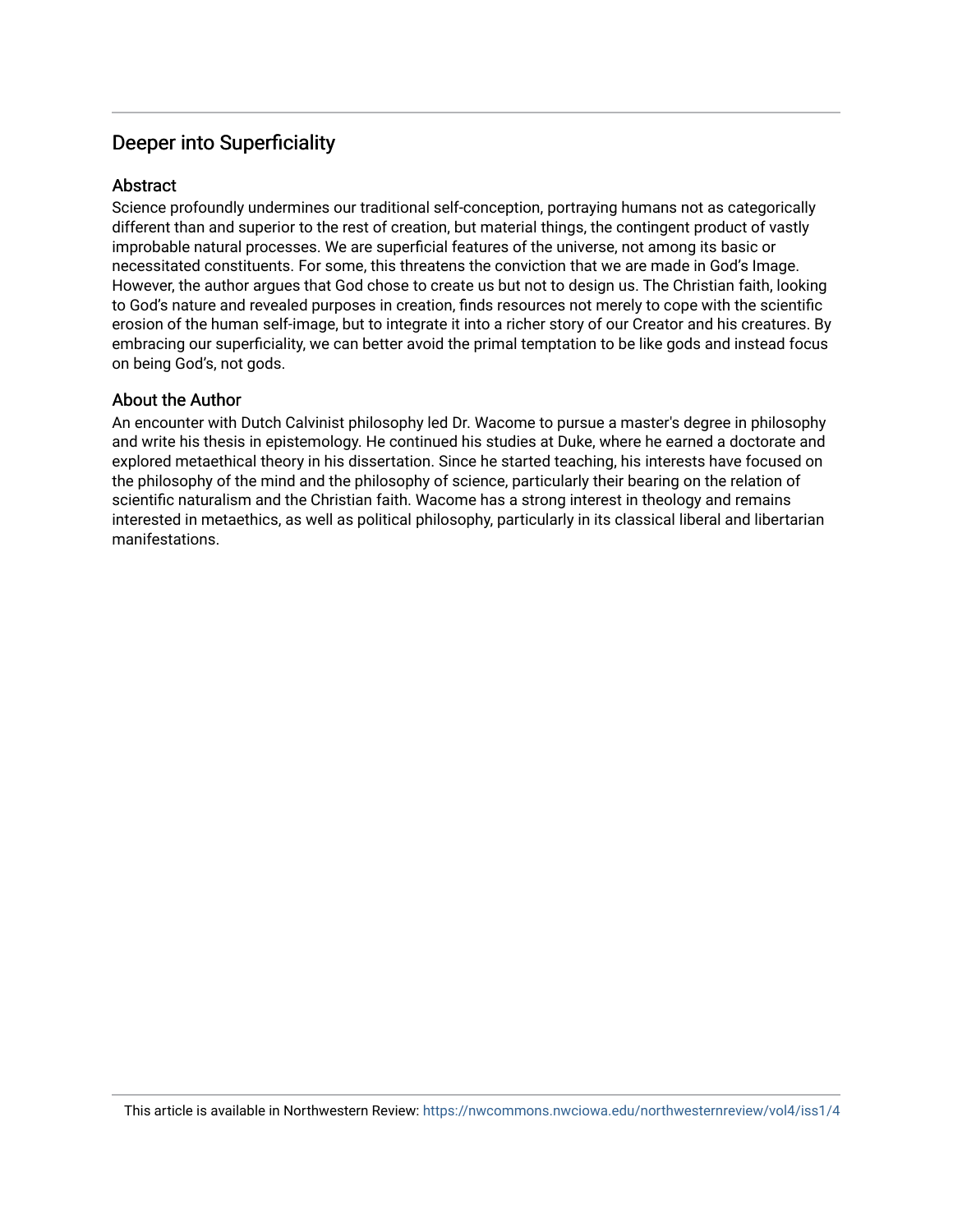## Deeper into Superficiality

### Abstract

Science profoundly undermines our traditional self-conception, portraying humans not as categorically different than and superior to the rest of creation, but material things, the contingent product of vastly improbable natural processes. We are superficial features of the universe, not among its basic or necessitated constituents. For some, this threatens the conviction that we are made in God's Image. However, the author argues that God chose to create us but not to design us. The Christian faith, looking to God's nature and revealed purposes in creation, finds resources not merely to cope with the scientific erosion of the human self-image, but to integrate it into a richer story of our Creator and his creatures. By embracing our superficiality, we can better avoid the primal temptation to be like gods and instead focus on being God's, not gods.

### About the Author

An encounter with Dutch Calvinist philosophy led Dr. Wacome to pursue a master's degree in philosophy and write his thesis in epistemology. He continued his studies at Duke, where he earned a doctorate and explored metaethical theory in his dissertation. Since he started teaching, his interests have focused on the philosophy of the mind and the philosophy of science, particularly their bearing on the relation of scientific naturalism and the Christian faith. Wacome has a strong interest in theology and remains interested in metaethics, as well as political philosophy, particularly in its classical liberal and libertarian manifestations.

This article is available in Northwestern Review: https://nwcommons.nwciowa.edu/northwesternreview/vol4/iss1/4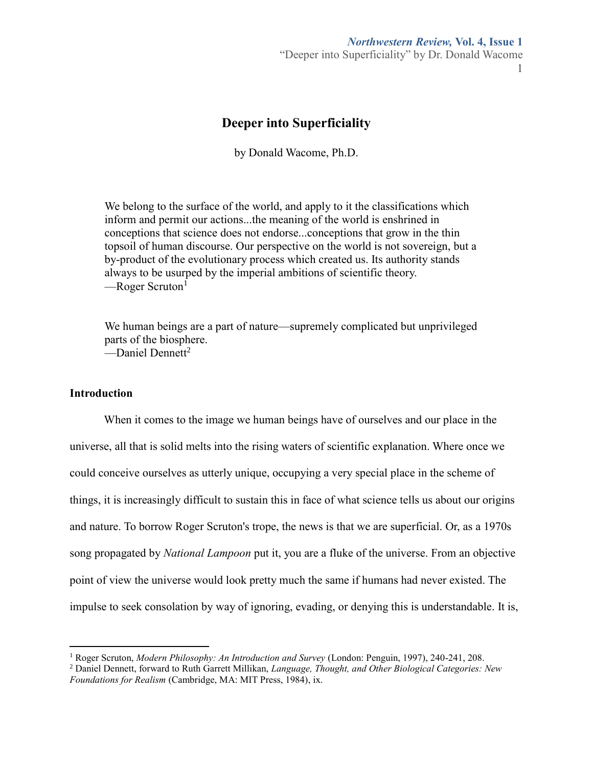# Deeper into Superficiality

by Donald Wacome, Ph.D.

> We belong to the surface of the world, and apply to it the classifications which inform and permit our actions...the meaning of the world is enshrined in conceptions that science does not endorse...conceptions that grow in the thin topsoil of human discourse. Our perspective on the world is not sovereign, but a by-product of the evolutionary process which created us. Its authority stands always to be usurped by the imperial ambitions of scientific theory.
> —Roger Scruton[1]

> We human beings are a part of nature—supremely complicated but unprivileged parts of the biosphere.
> —Daniel Dennett[2]

## Introduction

When it comes to the image we human beings have of ourselves and our place in the universe, all that is solid melts into the rising waters of scientific explanation. Where once we could conceive ourselves as utterly unique, occupying a very special place in the scheme of things, it is increasingly difficult to sustain this in face of what science tells us about our origins and nature. To borrow Roger Scruton's trope, the news is that we are superficial. Or, as a 1970s song propagated by *National Lampoon* put it, you are a fluke of the universe. From an objective point of view the universe would look pretty much the same if humans had never existed. The impulse to seek consolation by way of ignoring, evading, or denying this is understandable. It is,

---

[1] Roger Scruton, *Modern Philosophy: An Introduction and Survey* (London: Penguin, 1997), 240-241, 208.

[2] Daniel Dennett, forward to Ruth Garrett Millikan, *Language, Thought, and Other Biological Categories: New Foundations for Realism* (Cambridge, MA: MIT Press, 1984), ix.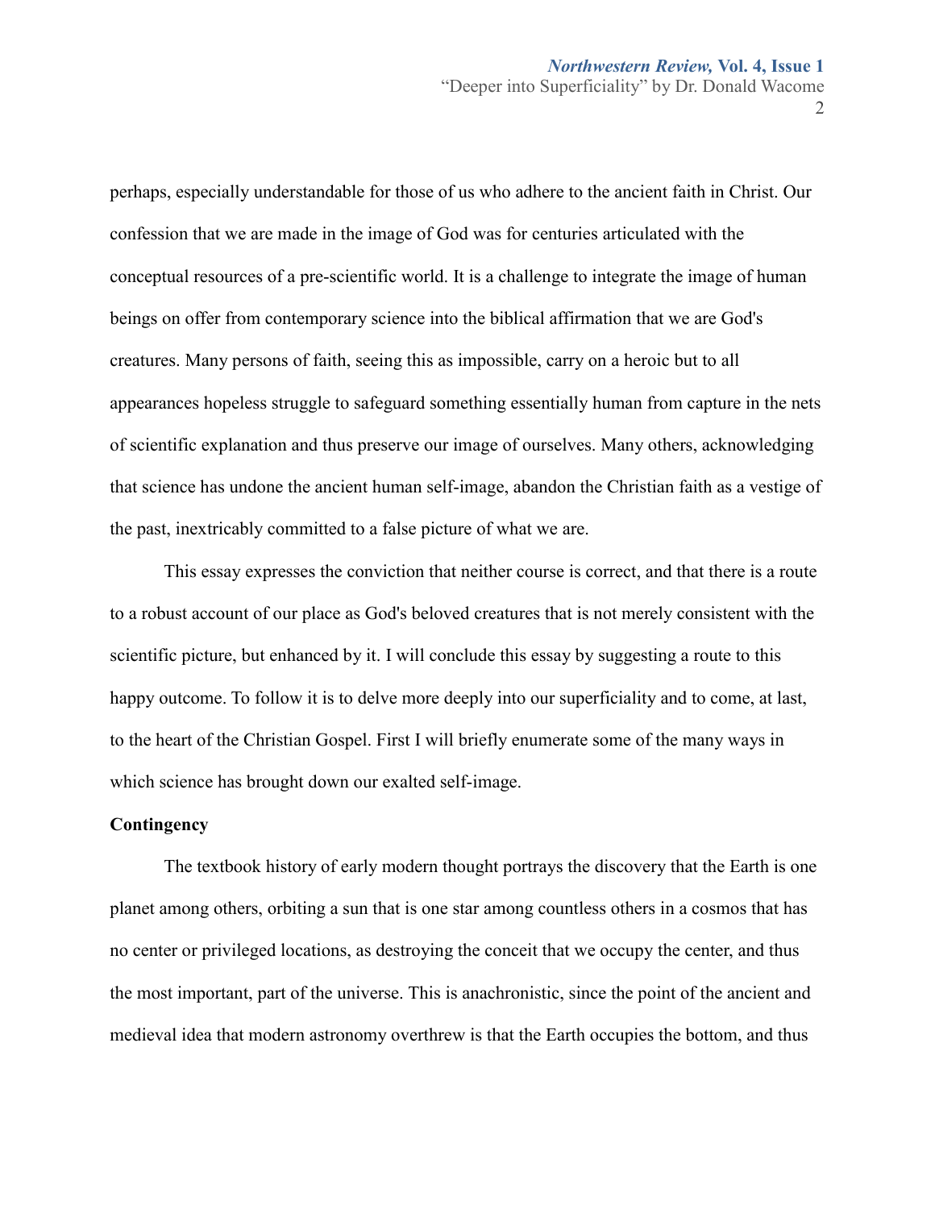perhaps, especially understandable for those of us who adhere to the ancient faith in Christ. Our confession that we are made in the image of God was for centuries articulated with the conceptual resources of a pre-scientific world. It is a challenge to integrate the image of human beings on offer from contemporary science into the biblical affirmation that we are God's creatures. Many persons of faith, seeing this as impossible, carry on a heroic but to all appearances hopeless struggle to safeguard something essentially human from capture in the nets of scientific explanation and thus preserve our image of ourselves. Many others, acknowledging that science has undone the ancient human self-image, abandon the Christian faith as a vestige of the past, inextricably committed to a false picture of what we are.

This essay expresses the conviction that neither course is correct, and that there is a route to a robust account of our place as God's beloved creatures that is not merely consistent with the scientific picture, but enhanced by it. I will conclude this essay by suggesting a route to this happy outcome. To follow it is to delve more deeply into our superficiality and to come, at last, to the heart of the Christian Gospel. First I will briefly enumerate some of the many ways in which science has brought down our exalted self-image.

**Contingency**

The textbook history of early modern thought portrays the discovery that the Earth is one planet among others, orbiting a sun that is one star among countless others in a cosmos that has no center or privileged locations, as destroying the conceit that we occupy the center, and thus the most important, part of the universe. This is anachronistic, since the point of the ancient and medieval idea that modern astronomy overthrew is that the Earth occupies the bottom, and thus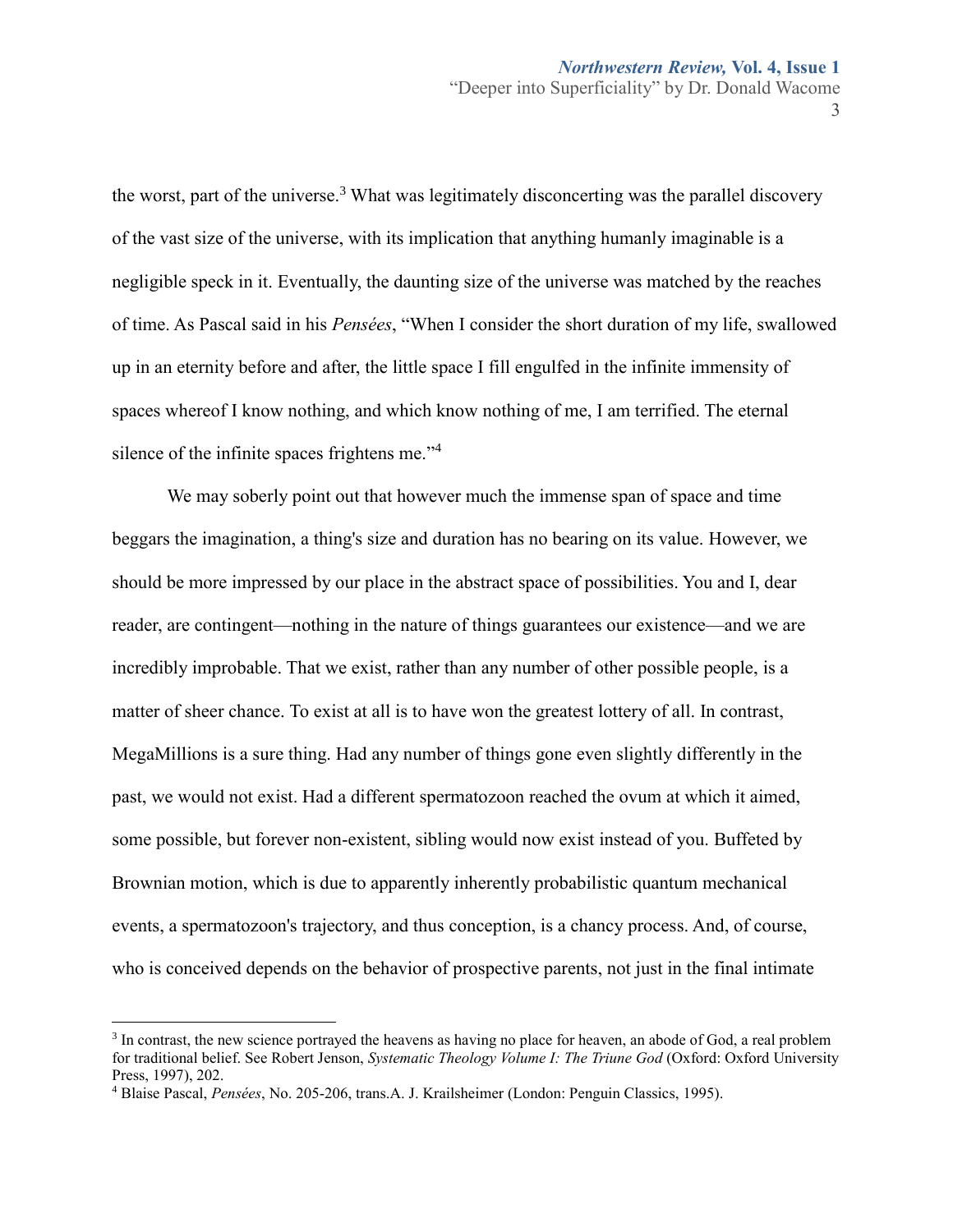the worst, part of the universe.[3] What was legitimately disconcerting was the parallel discovery of the vast size of the universe, with its implication that anything humanly imaginable is a negligible speck in it. Eventually, the daunting size of the universe was matched by the reaches of time. As Pascal said in his *Pensées*, "When I consider the short duration of my life, swallowed up in an eternity before and after, the little space I fill engulfed in the infinite immensity of spaces whereof I know nothing, and which know nothing of me, I am terrified. The eternal silence of the infinite spaces frightens me."[4]

We may soberly point out that however much the immense span of space and time beggars the imagination, a thing's size and duration has no bearing on its value. However, we should be more impressed by our place in the abstract space of possibilities. You and I, dear reader, are contingent—nothing in the nature of things guarantees our existence—and we are incredibly improbable. That we exist, rather than any number of other possible people, is a matter of sheer chance. To exist at all is to have won the greatest lottery of all. In contrast, MegaMillions is a sure thing. Had any number of things gone even slightly differently in the past, we would not exist. Had a different spermatozoon reached the ovum at which it aimed, some possible, but forever non-existent, sibling would now exist instead of you. Buffeted by Brownian motion, which is due to apparently inherently probabilistic quantum mechanical events, a spermatozoon's trajectory, and thus conception, is a chancy process. And, of course, who is conceived depends on the behavior of prospective parents, not just in the final intimate

---

[3] In contrast, the new science portrayed the heavens as having no place for heaven, an abode of God, a real problem for traditional belief. See Robert Jenson, *Systematic Theology Volume I: The Triune God* (Oxford: Oxford University Press, 1997), 202.

[4] Blaise Pascal, *Pensées*, No. 205-206, trans.A. J. Krailsheimer (London: Penguin Classics, 1995).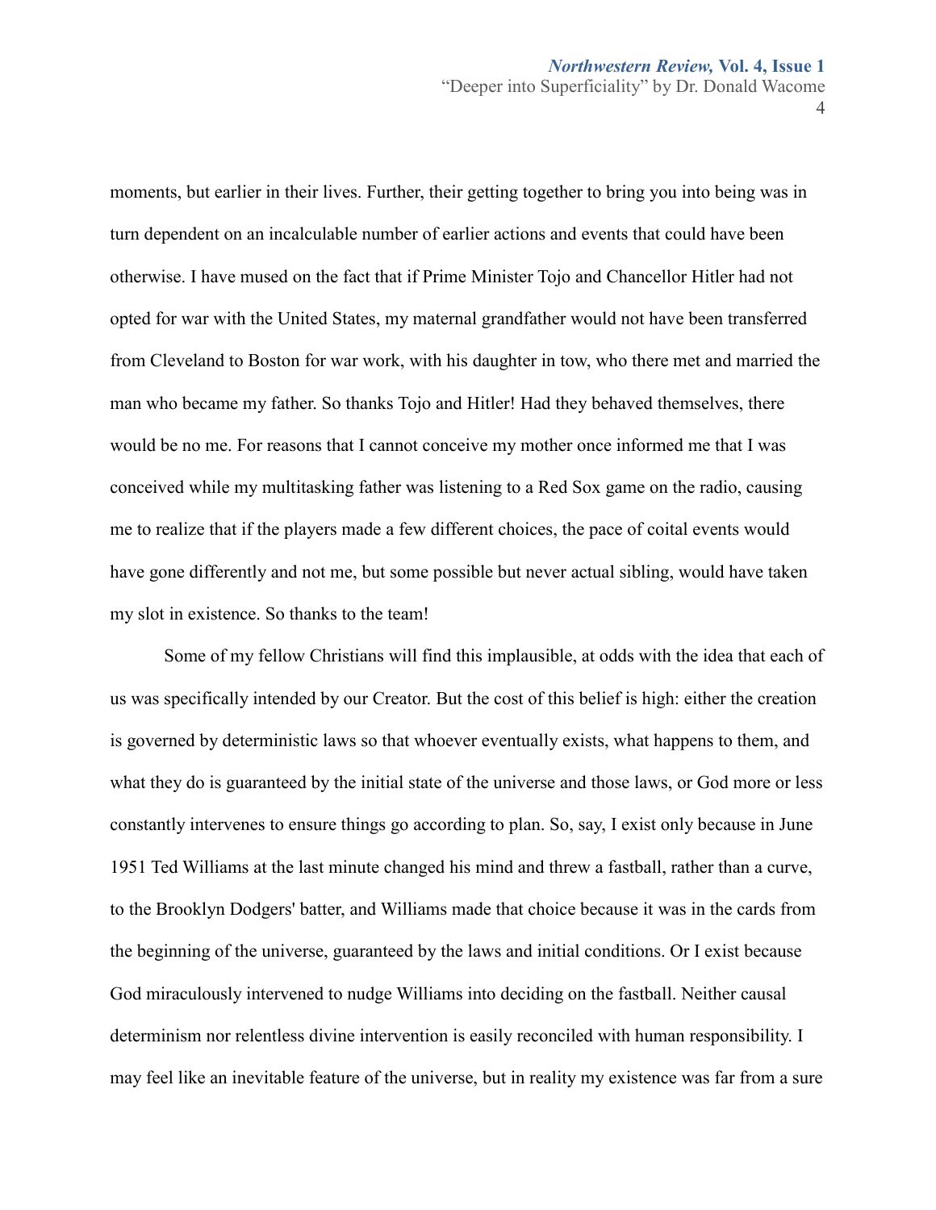moments, but earlier in their lives. Further, their getting together to bring you into being was in turn dependent on an incalculable number of earlier actions and events that could have been otherwise. I have mused on the fact that if Prime Minister Tojo and Chancellor Hitler had not opted for war with the United States, my maternal grandfather would not have been transferred from Cleveland to Boston for war work, with his daughter in tow, who there met and married the man who became my father. So thanks Tojo and Hitler! Had they behaved themselves, there would be no me. For reasons that I cannot conceive my mother once informed me that I was conceived while my multitasking father was listening to a Red Sox game on the radio, causing me to realize that if the players made a few different choices, the pace of coital events would have gone differently and not me, but some possible but never actual sibling, would have taken my slot in existence. So thanks to the team!

Some of my fellow Christians will find this implausible, at odds with the idea that each of us was specifically intended by our Creator. But the cost of this belief is high: either the creation is governed by deterministic laws so that whoever eventually exists, what happens to them, and what they do is guaranteed by the initial state of the universe and those laws, or God more or less constantly intervenes to ensure things go according to plan. So, say, I exist only because in June 1951 Ted Williams at the last minute changed his mind and threw a fastball, rather than a curve, to the Brooklyn Dodgers' batter, and Williams made that choice because it was in the cards from the beginning of the universe, guaranteed by the laws and initial conditions. Or I exist because God miraculously intervened to nudge Williams into deciding on the fastball. Neither causal determinism nor relentless divine intervention is easily reconciled with human responsibility. I may feel like an inevitable feature of the universe, but in reality my existence was far from a sure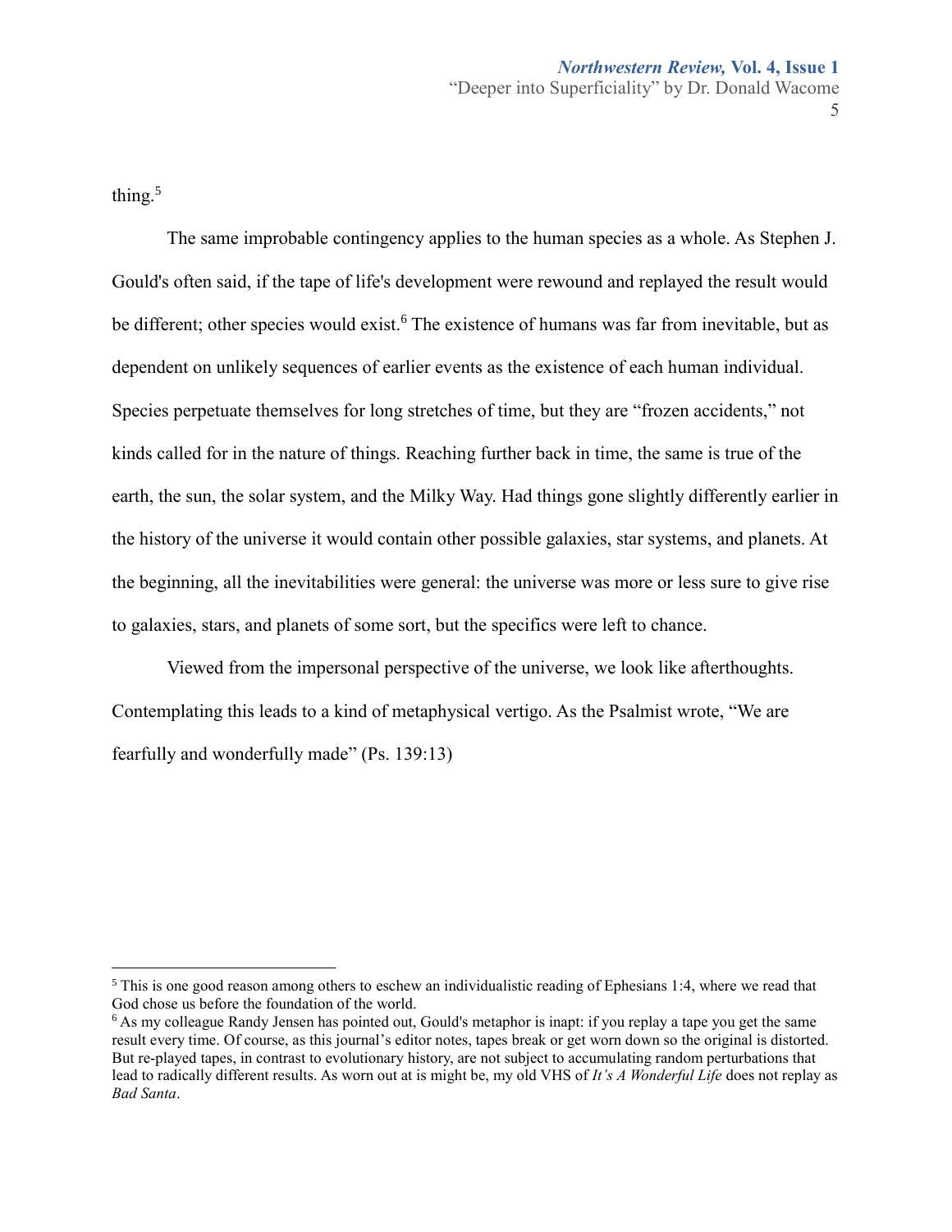thing.[5]

The same improbable contingency applies to the human species as a whole. As Stephen J. Gould's often said, if the tape of life's development were rewound and replayed the result would be different; other species would exist.[6] The existence of humans was far from inevitable, but as dependent on unlikely sequences of earlier events as the existence of each human individual. Species perpetuate themselves for long stretches of time, but they are "frozen accidents," not kinds called for in the nature of things. Reaching further back in time, the same is true of the earth, the sun, the solar system, and the Milky Way. Had things gone slightly differently earlier in the history of the universe it would contain other possible galaxies, star systems, and planets. At the beginning, all the inevitabilities were general: the universe was more or less sure to give rise to galaxies, stars, and planets of some sort, but the specifics were left to chance.

Viewed from the impersonal perspective of the universe, we look like afterthoughts. Contemplating this leads to a kind of metaphysical vertigo. As the Psalmist wrote, "We are fearfully and wonderfully made" (Ps. 139:13)

---

[5] This is one good reason among others to eschew an individualistic reading of Ephesians 1:4, where we read that God chose us before the foundation of the world.

[6] As my colleague Randy Jensen has pointed out, Gould's metaphor is inapt: if you replay a tape you get the same result every time. Of course, as this journal's editor notes, tapes break or get worn down so the original is distorted. But re-played tapes, in contrast to evolutionary history, are not subject to accumulating random perturbations that lead to radically different results. As worn out at is might be, my old VHS of *It's A Wonderful Life* does not replay as *Bad Santa*.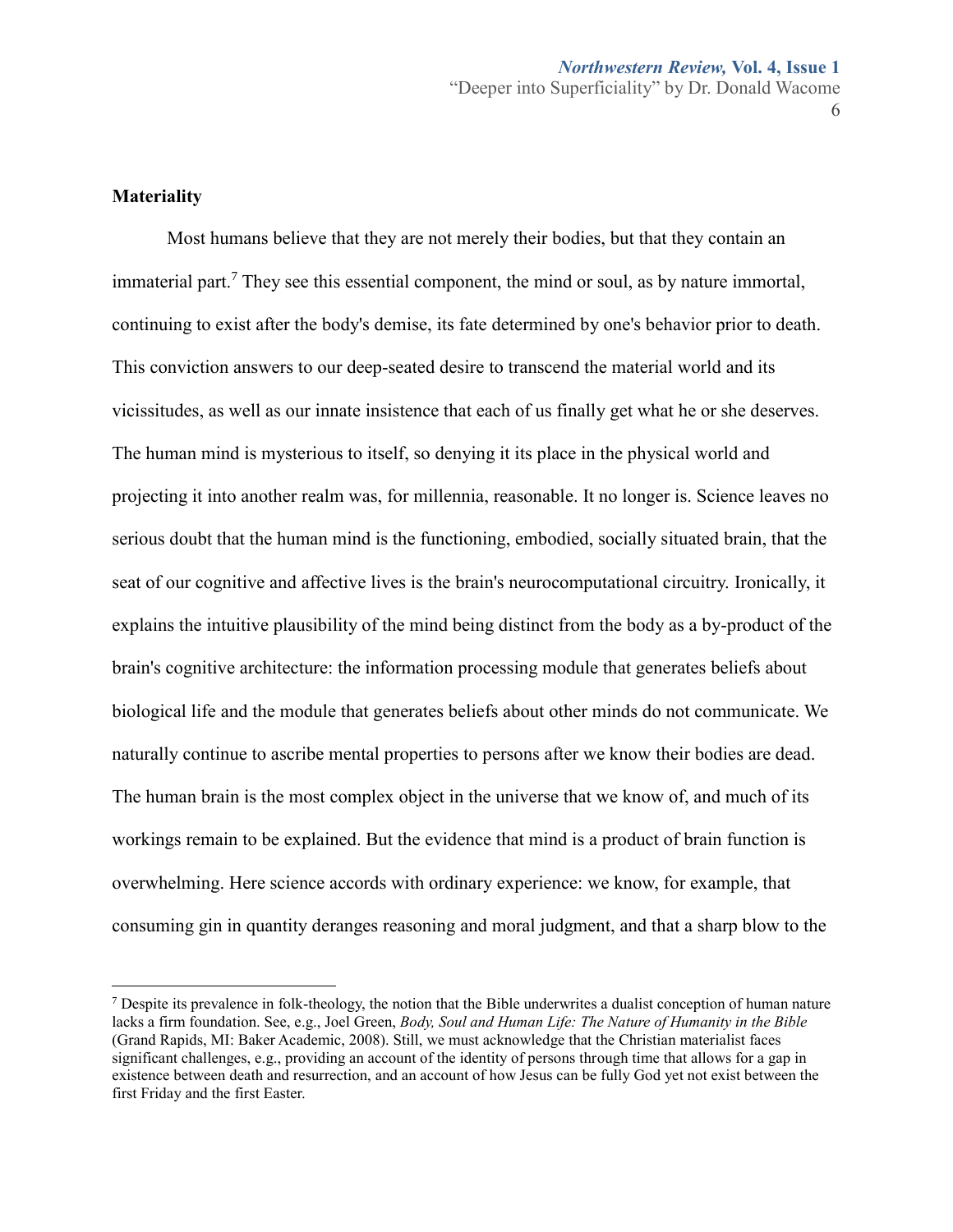## Materiality

Most humans believe that they are not merely their bodies, but that they contain an immaterial part.[7] They see this essential component, the mind or soul, as by nature immortal, continuing to exist after the body's demise, its fate determined by one's behavior prior to death. This conviction answers to our deep-seated desire to transcend the material world and its vicissitudes, as well as our innate insistence that each of us finally get what he or she deserves. The human mind is mysterious to itself, so denying it its place in the physical world and projecting it into another realm was, for millennia, reasonable. It no longer is. Science leaves no serious doubt that the human mind is the functioning, embodied, socially situated brain, that the seat of our cognitive and affective lives is the brain's neurocomputational circuitry. Ironically, it explains the intuitive plausibility of the mind being distinct from the body as a by-product of the brain's cognitive architecture: the information processing module that generates beliefs about biological life and the module that generates beliefs about other minds do not communicate. We naturally continue to ascribe mental properties to persons after we know their bodies are dead. The human brain is the most complex object in the universe that we know of, and much of its workings remain to be explained. But the evidence that mind is a product of brain function is overwhelming. Here science accords with ordinary experience: we know, for example, that consuming gin in quantity deranges reasoning and moral judgment, and that a sharp blow to the

[7] Despite its prevalence in folk-theology, the notion that the Bible underwrites a dualist conception of human nature lacks a firm foundation. See, e.g., Joel Green, *Body, Soul and Human Life: The Nature of Humanity in the Bible* (Grand Rapids, MI: Baker Academic, 2008). Still, we must acknowledge that the Christian materialist faces significant challenges, e.g., providing an account of the identity of persons through time that allows for a gap in existence between death and resurrection, and an account of how Jesus can be fully God yet not exist between the first Friday and the first Easter.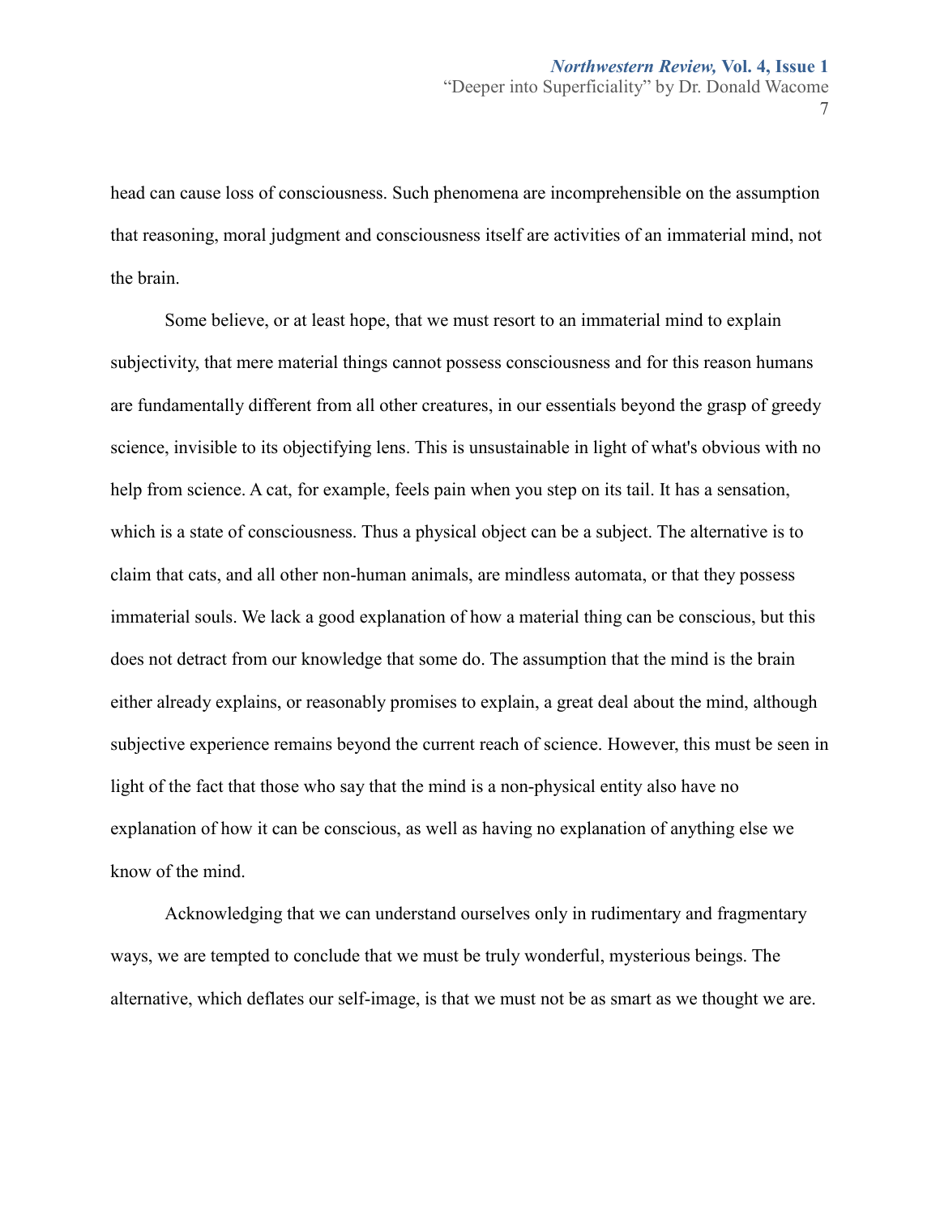head can cause loss of consciousness. Such phenomena are incomprehensible on the assumption that reasoning, moral judgment and consciousness itself are activities of an immaterial mind, not the brain.

Some believe, or at least hope, that we must resort to an immaterial mind to explain subjectivity, that mere material things cannot possess consciousness and for this reason humans are fundamentally different from all other creatures, in our essentials beyond the grasp of greedy science, invisible to its objectifying lens. This is unsustainable in light of what's obvious with no help from science. A cat, for example, feels pain when you step on its tail. It has a sensation, which is a state of consciousness. Thus a physical object can be a subject. The alternative is to claim that cats, and all other non-human animals, are mindless automata, or that they possess immaterial souls. We lack a good explanation of how a material thing can be conscious, but this does not detract from our knowledge that some do. The assumption that the mind is the brain either already explains, or reasonably promises to explain, a great deal about the mind, although subjective experience remains beyond the current reach of science. However, this must be seen in light of the fact that those who say that the mind is a non-physical entity also have no explanation of how it can be conscious, as well as having no explanation of anything else we know of the mind.

Acknowledging that we can understand ourselves only in rudimentary and fragmentary ways, we are tempted to conclude that we must be truly wonderful, mysterious beings. The alternative, which deflates our self-image, is that we must not be as smart as we thought we are.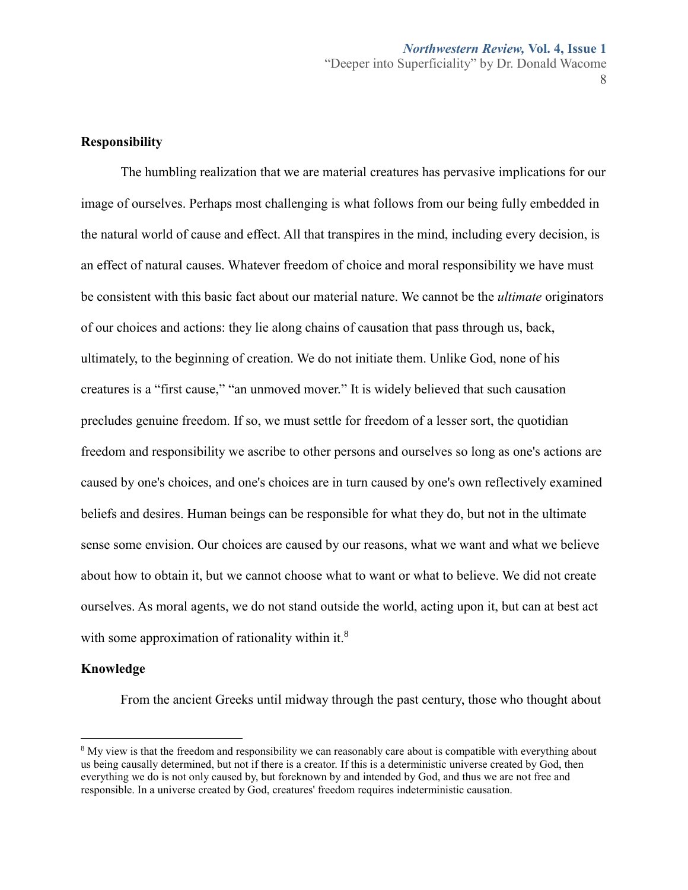**Responsibility**

The humbling realization that we are material creatures has pervasive implications for our image of ourselves. Perhaps most challenging is what follows from our being fully embedded in the natural world of cause and effect. All that transpires in the mind, including every decision, is an effect of natural causes. Whatever freedom of choice and moral responsibility we have must be consistent with this basic fact about our material nature. We cannot be the *ultimate* originators of our choices and actions: they lie along chains of causation that pass through us, back, ultimately, to the beginning of creation. We do not initiate them. Unlike God, none of his creatures is a "first cause," "an unmoved mover." It is widely believed that such causation precludes genuine freedom. If so, we must settle for freedom of a lesser sort, the quotidian freedom and responsibility we ascribe to other persons and ourselves so long as one's actions are caused by one's choices, and one's choices are in turn caused by one's own reflectively examined beliefs and desires. Human beings can be responsible for what they do, but not in the ultimate sense some envision. Our choices are caused by our reasons, what we want and what we believe about how to obtain it, but we cannot choose what to want or what to believe. We did not create ourselves. As moral agents, we do not stand outside the world, acting upon it, but can at best act with some approximation of rationality within it.[8]

**Knowledge**

From the ancient Greeks until midway through the past century, those who thought about

---

[8] My view is that the freedom and responsibility we can reasonably care about is compatible with everything about us being causally determined, but not if there is a creator. If this is a deterministic universe created by God, then everything we do is not only caused by, but foreknown by and intended by God, and thus we are not free and responsible. In a universe created by God, creatures' freedom requires indeterministic causation.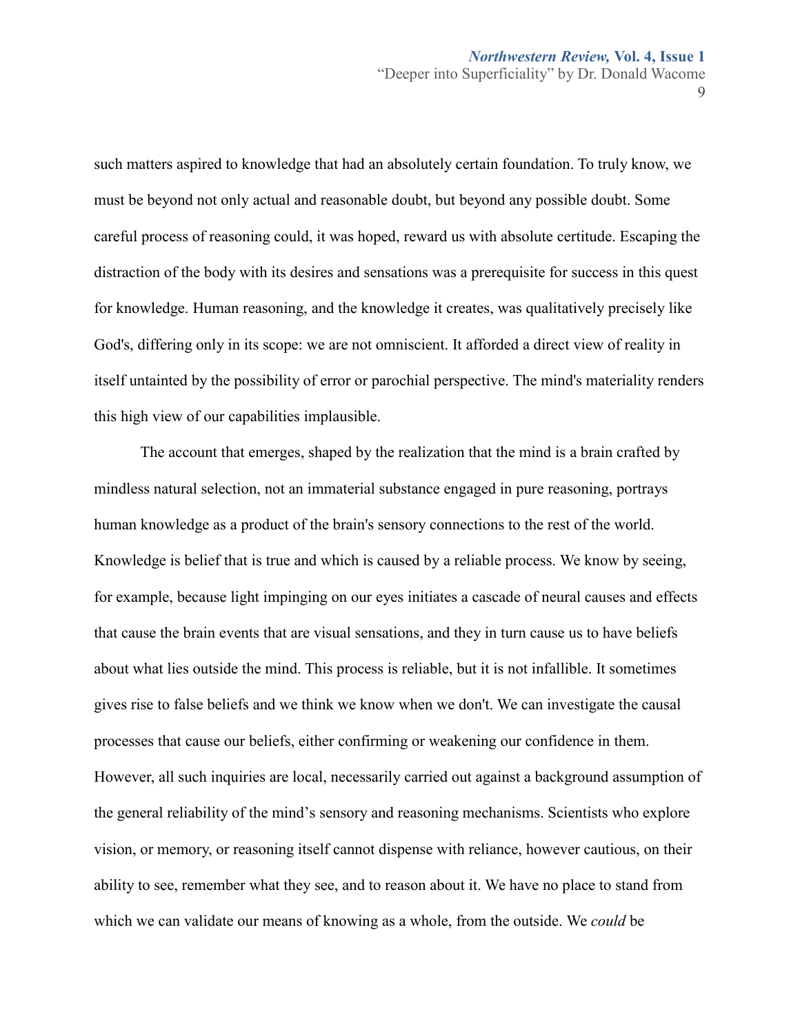such matters aspired to knowledge that had an absolutely certain foundation. To truly know, we must be beyond not only actual and reasonable doubt, but beyond any possible doubt. Some careful process of reasoning could, it was hoped, reward us with absolute certitude. Escaping the distraction of the body with its desires and sensations was a prerequisite for success in this quest for knowledge. Human reasoning, and the knowledge it creates, was qualitatively precisely like God's, differing only in its scope: we are not omniscient. It afforded a direct view of reality in itself untainted by the possibility of error or parochial perspective. The mind's materiality renders this high view of our capabilities implausible.

The account that emerges, shaped by the realization that the mind is a brain crafted by mindless natural selection, not an immaterial substance engaged in pure reasoning, portrays human knowledge as a product of the brain's sensory connections to the rest of the world. Knowledge is belief that is true and which is caused by a reliable process. We know by seeing, for example, because light impinging on our eyes initiates a cascade of neural causes and effects that cause the brain events that are visual sensations, and they in turn cause us to have beliefs about what lies outside the mind. This process is reliable, but it is not infallible. It sometimes gives rise to false beliefs and we think we know when we don't. We can investigate the causal processes that cause our beliefs, either confirming or weakening our confidence in them. However, all such inquiries are local, necessarily carried out against a background assumption of the general reliability of the mind's sensory and reasoning mechanisms. Scientists who explore vision, or memory, or reasoning itself cannot dispense with reliance, however cautious, on their ability to see, remember what they see, and to reason about it. We have no place to stand from which we can validate our means of knowing as a whole, from the outside. We *could* be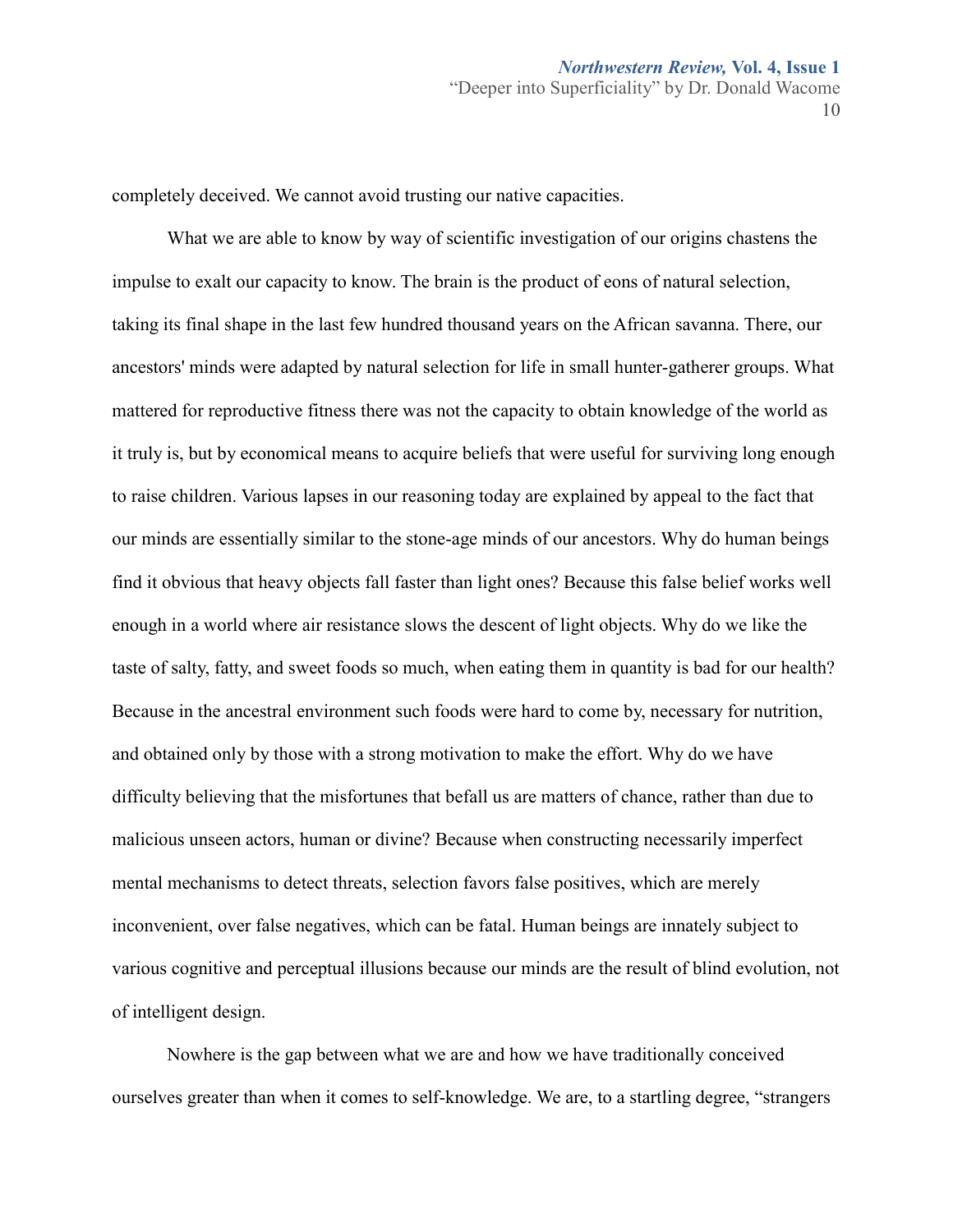completely deceived. We cannot avoid trusting our native capacities.

What we are able to know by way of scientific investigation of our origins chastens the impulse to exalt our capacity to know. The brain is the product of eons of natural selection, taking its final shape in the last few hundred thousand years on the African savanna. There, our ancestors' minds were adapted by natural selection for life in small hunter-gatherer groups. What mattered for reproductive fitness there was not the capacity to obtain knowledge of the world as it truly is, but by economical means to acquire beliefs that were useful for surviving long enough to raise children. Various lapses in our reasoning today are explained by appeal to the fact that our minds are essentially similar to the stone-age minds of our ancestors. Why do human beings find it obvious that heavy objects fall faster than light ones? Because this false belief works well enough in a world where air resistance slows the descent of light objects. Why do we like the taste of salty, fatty, and sweet foods so much, when eating them in quantity is bad for our health? Because in the ancestral environment such foods were hard to come by, necessary for nutrition, and obtained only by those with a strong motivation to make the effort. Why do we have difficulty believing that the misfortunes that befall us are matters of chance, rather than due to malicious unseen actors, human or divine? Because when constructing necessarily imperfect mental mechanisms to detect threats, selection favors false positives, which are merely inconvenient, over false negatives, which can be fatal. Human beings are innately subject to various cognitive and perceptual illusions because our minds are the result of blind evolution, not of intelligent design.

Nowhere is the gap between what we are and how we have traditionally conceived ourselves greater than when it comes to self-knowledge. We are, to a startling degree, "strangers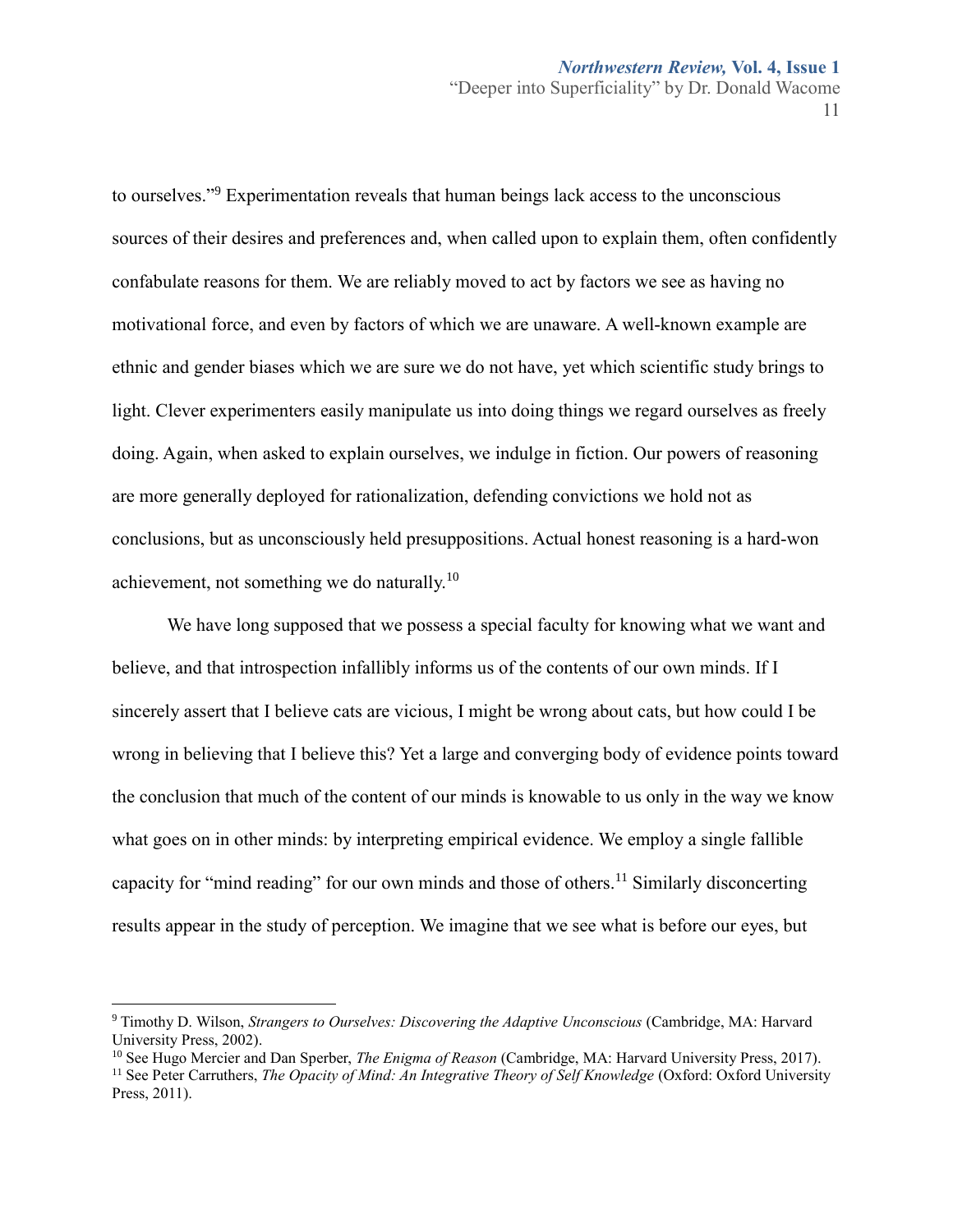to ourselves."[9] Experimentation reveals that human beings lack access to the unconscious sources of their desires and preferences and, when called upon to explain them, often confidently confabulate reasons for them. We are reliably moved to act by factors we see as having no motivational force, and even by factors of which we are unaware. A well-known example are ethnic and gender biases which we are sure we do not have, yet which scientific study brings to light. Clever experimenters easily manipulate us into doing things we regard ourselves as freely doing. Again, when asked to explain ourselves, we indulge in fiction. Our powers of reasoning are more generally deployed for rationalization, defending convictions we hold not as conclusions, but as unconsciously held presuppositions. Actual honest reasoning is a hard-won achievement, not something we do naturally.[10]

We have long supposed that we possess a special faculty for knowing what we want and believe, and that introspection infallibly informs us of the contents of our own minds. If I sincerely assert that I believe cats are vicious, I might be wrong about cats, but how could I be wrong in believing that I believe this? Yet a large and converging body of evidence points toward the conclusion that much of the content of our minds is knowable to us only in the way we know what goes on in other minds: by interpreting empirical evidence. We employ a single fallible capacity for "mind reading" for our own minds and those of others.[11] Similarly disconcerting results appear in the study of perception. We imagine that we see what is before our eyes, but

---

[9] Timothy D. Wilson, *Strangers to Ourselves: Discovering the Adaptive Unconscious* (Cambridge, MA: Harvard University Press, 2002).

[10] See Hugo Mercier and Dan Sperber, *The Enigma of Reason* (Cambridge, MA: Harvard University Press, 2017).

[11] See Peter Carruthers, *The Opacity of Mind: An Integrative Theory of Self Knowledge* (Oxford: Oxford University Press, 2011).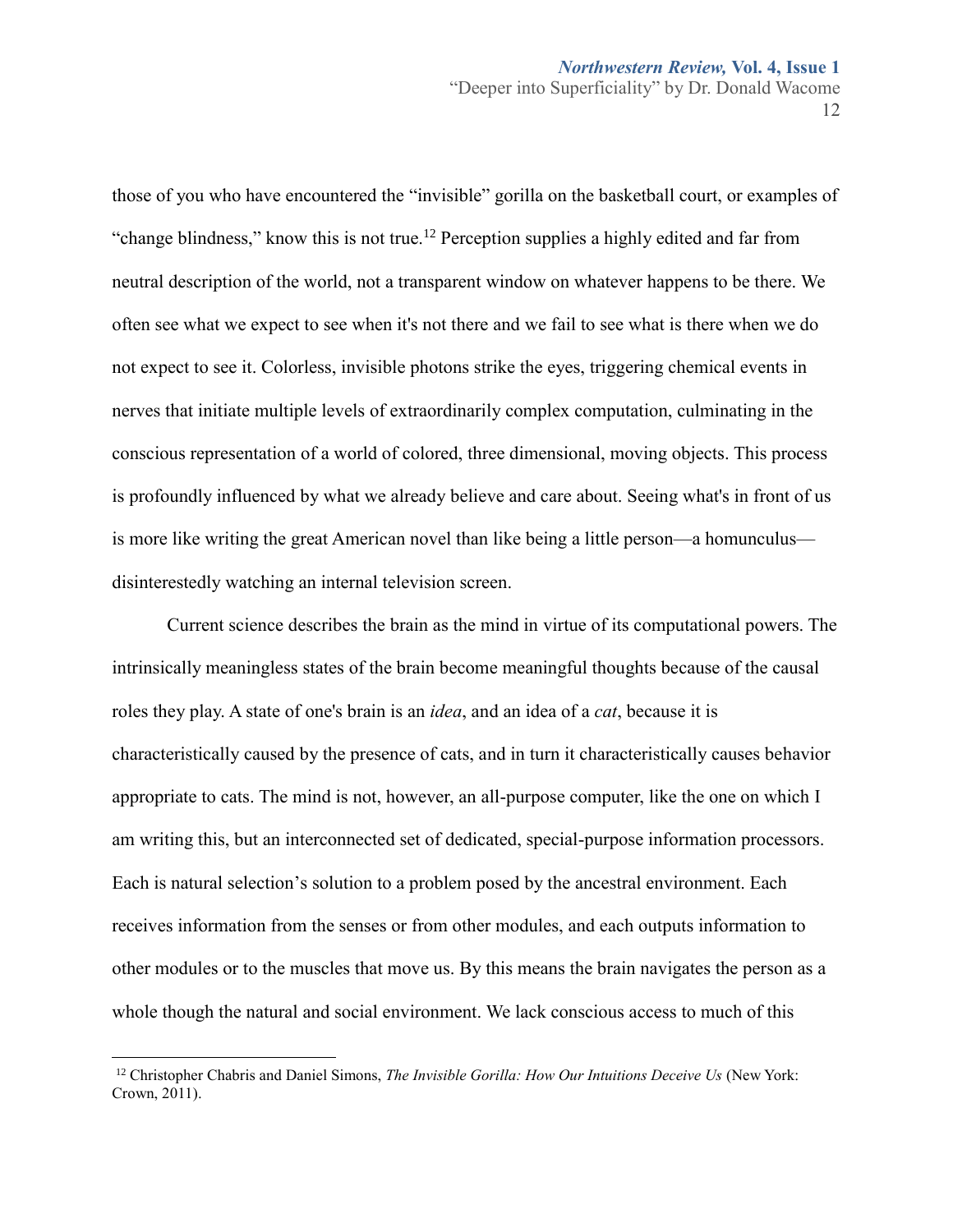those of you who have encountered the "invisible" gorilla on the basketball court, or examples of "change blindness," know this is not true.[12] Perception supplies a highly edited and far from neutral description of the world, not a transparent window on whatever happens to be there. We often see what we expect to see when it's not there and we fail to see what is there when we do not expect to see it. Colorless, invisible photons strike the eyes, triggering chemical events in nerves that initiate multiple levels of extraordinarily complex computation, culminating in the conscious representation of a world of colored, three dimensional, moving objects. This process is profoundly influenced by what we already believe and care about. Seeing what's in front of us is more like writing the great American novel than like being a little person—a homunculus—disinterestedly watching an internal television screen.

Current science describes the brain as the mind in virtue of its computational powers. The intrinsically meaningless states of the brain become meaningful thoughts because of the causal roles they play. A state of one's brain is an *idea*, and an idea of a *cat*, because it is characteristically caused by the presence of cats, and in turn it characteristically causes behavior appropriate to cats. The mind is not, however, an all-purpose computer, like the one on which I am writing this, but an interconnected set of dedicated, special-purpose information processors. Each is natural selection's solution to a problem posed by the ancestral environment. Each receives information from the senses or from other modules, and each outputs information to other modules or to the muscles that move us. By this means the brain navigates the person as a whole though the natural and social environment. We lack conscious access to much of this

[12] Christopher Chabris and Daniel Simons, *The Invisible Gorilla: How Our Intuitions Deceive Us* (New York: Crown, 2011).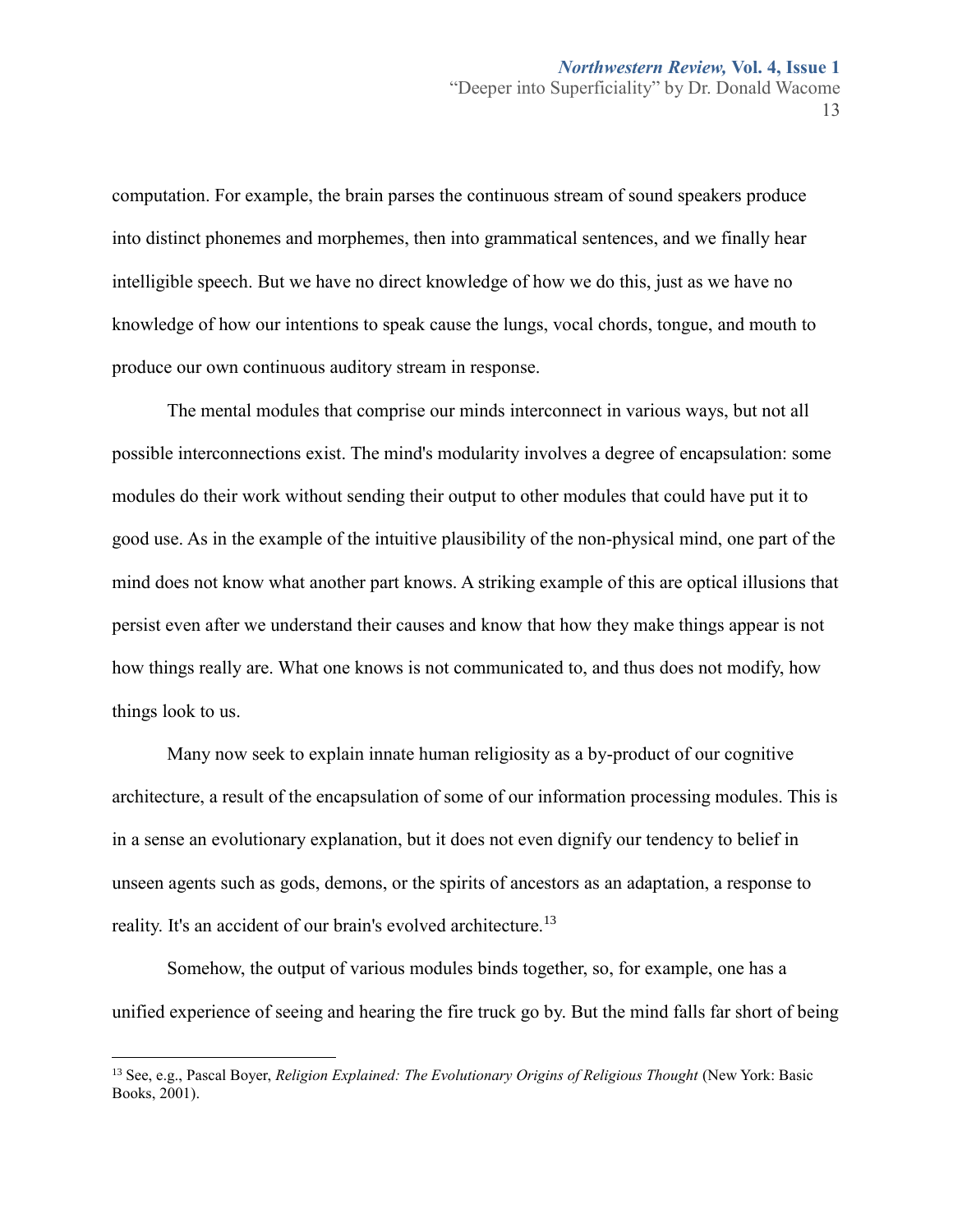computation. For example, the brain parses the continuous stream of sound speakers produce into distinct phonemes and morphemes, then into grammatical sentences, and we finally hear intelligible speech. But we have no direct knowledge of how we do this, just as we have no knowledge of how our intentions to speak cause the lungs, vocal chords, tongue, and mouth to produce our own continuous auditory stream in response.

The mental modules that comprise our minds interconnect in various ways, but not all possible interconnections exist. The mind's modularity involves a degree of encapsulation: some modules do their work without sending their output to other modules that could have put it to good use. As in the example of the intuitive plausibility of the non-physical mind, one part of the mind does not know what another part knows. A striking example of this are optical illusions that persist even after we understand their causes and know that how they make things appear is not how things really are. What one knows is not communicated to, and thus does not modify, how things look to us.

Many now seek to explain innate human religiosity as a by-product of our cognitive architecture, a result of the encapsulation of some of our information processing modules. This is in a sense an evolutionary explanation, but it does not even dignify our tendency to belief in unseen agents such as gods, demons, or the spirits of ancestors as an adaptation, a response to reality. It's an accident of our brain's evolved architecture.[13]

Somehow, the output of various modules binds together, so, for example, one has a unified experience of seeing and hearing the fire truck go by. But the mind falls far short of being

---

[13] See, e.g., Pascal Boyer, *Religion Explained: The Evolutionary Origins of Religious Thought* (New York: Basic Books, 2001).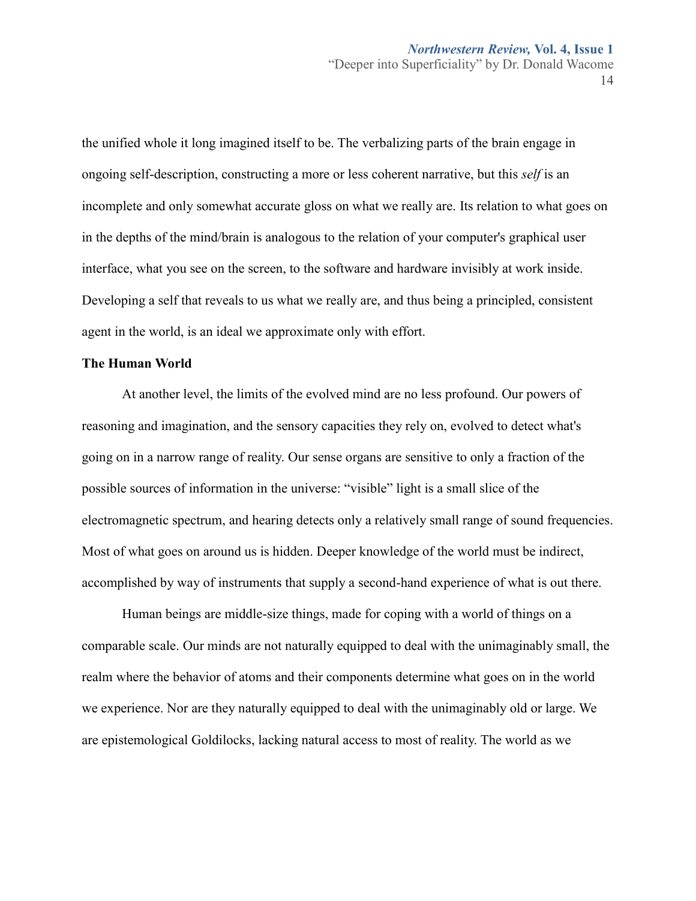the unified whole it long imagined itself to be. The verbalizing parts of the brain engage in ongoing self-description, constructing a more or less coherent narrative, but this *self* is an incomplete and only somewhat accurate gloss on what we really are. Its relation to what goes on in the depths of the mind/brain is analogous to the relation of your computer's graphical user interface, what you see on the screen, to the software and hardware invisibly at work inside. Developing a self that reveals to us what we really are, and thus being a principled, consistent agent in the world, is an ideal we approximate only with effort.

**The Human World**

At another level, the limits of the evolved mind are no less profound. Our powers of reasoning and imagination, and the sensory capacities they rely on, evolved to detect what's going on in a narrow range of reality. Our sense organs are sensitive to only a fraction of the possible sources of information in the universe: "visible" light is a small slice of the electromagnetic spectrum, and hearing detects only a relatively small range of sound frequencies. Most of what goes on around us is hidden. Deeper knowledge of the world must be indirect, accomplished by way of instruments that supply a second-hand experience of what is out there.

Human beings are middle-size things, made for coping with a world of things on a comparable scale. Our minds are not naturally equipped to deal with the unimaginably small, the realm where the behavior of atoms and their components determine what goes on in the world we experience. Nor are they naturally equipped to deal with the unimaginably old or large. We are epistemological Goldilocks, lacking natural access to most of reality. The world as we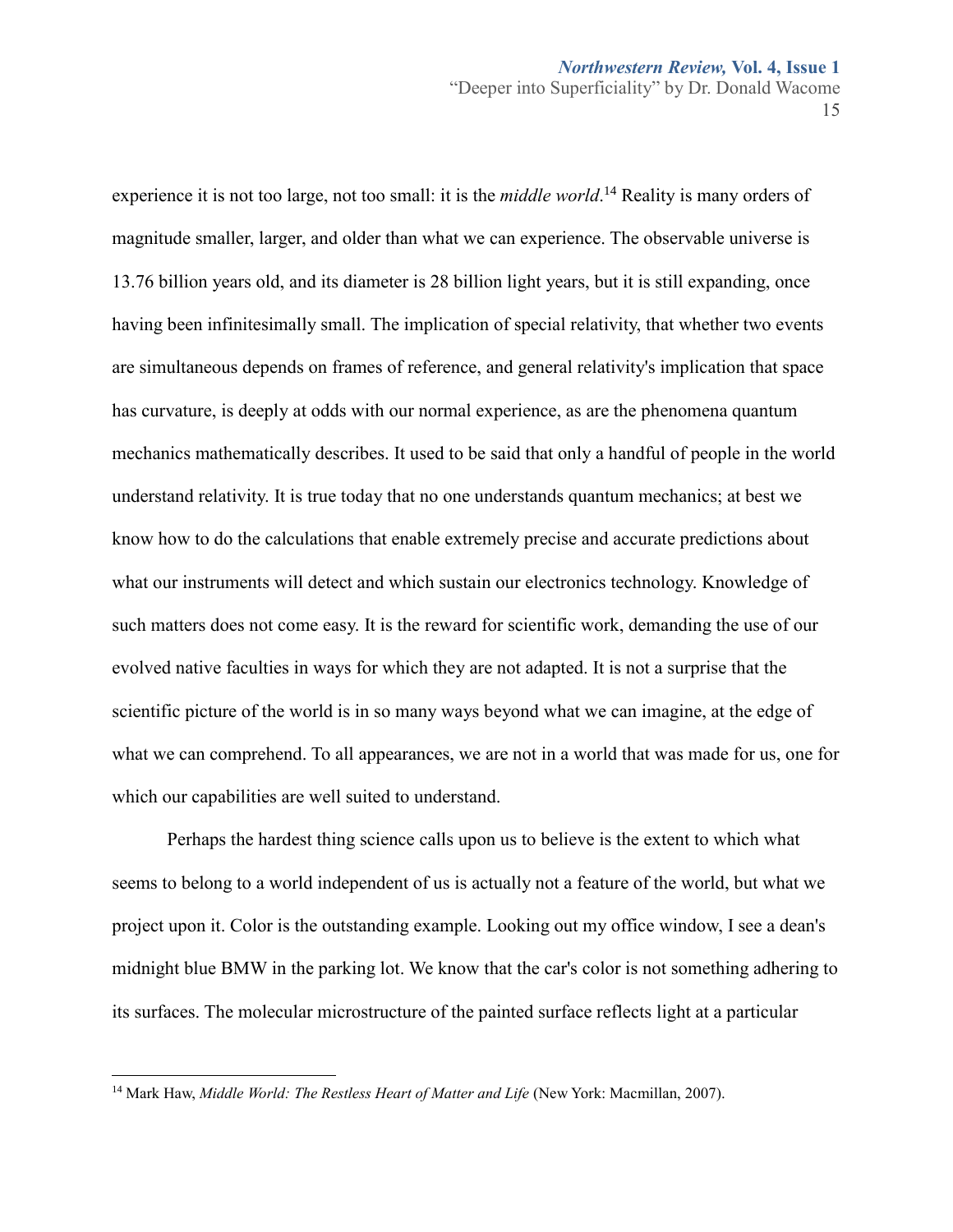experience it is not too large, not too small: it is the *middle world*.[14] Reality is many orders of magnitude smaller, larger, and older than what we can experience. The observable universe is 13.76 billion years old, and its diameter is 28 billion light years, but it is still expanding, once having been infinitesimally small. The implication of special relativity, that whether two events are simultaneous depends on frames of reference, and general relativity's implication that space has curvature, is deeply at odds with our normal experience, as are the phenomena quantum mechanics mathematically describes. It used to be said that only a handful of people in the world understand relativity. It is true today that no one understands quantum mechanics; at best we know how to do the calculations that enable extremely precise and accurate predictions about what our instruments will detect and which sustain our electronics technology. Knowledge of such matters does not come easy. It is the reward for scientific work, demanding the use of our evolved native faculties in ways for which they are not adapted. It is not a surprise that the scientific picture of the world is in so many ways beyond what we can imagine, at the edge of what we can comprehend. To all appearances, we are not in a world that was made for us, one for which our capabilities are well suited to understand.

Perhaps the hardest thing science calls upon us to believe is the extent to which what seems to belong to a world independent of us is actually not a feature of the world, but what we project upon it. Color is the outstanding example. Looking out my office window, I see a dean's midnight blue BMW in the parking lot. We know that the car's color is not something adhering to its surfaces. The molecular microstructure of the painted surface reflects light at a particular

---

[14] Mark Haw, *Middle World: The Restless Heart of Matter and Life* (New York: Macmillan, 2007).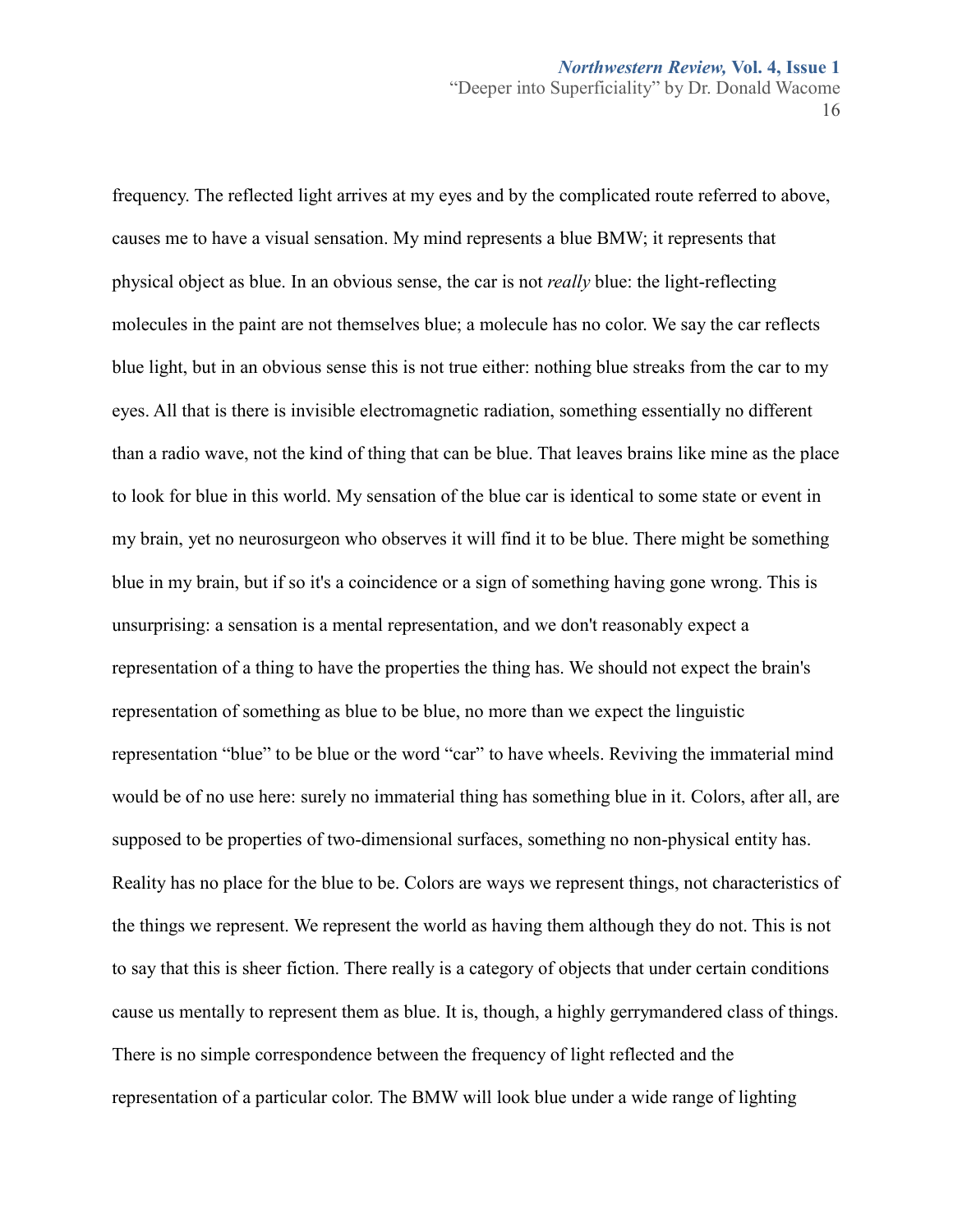frequency. The reflected light arrives at my eyes and by the complicated route referred to above, causes me to have a visual sensation. My mind represents a blue BMW; it represents that physical object as blue. In an obvious sense, the car is not *really* blue: the light-reflecting molecules in the paint are not themselves blue; a molecule has no color. We say the car reflects blue light, but in an obvious sense this is not true either: nothing blue streaks from the car to my eyes. All that is there is invisible electromagnetic radiation, something essentially no different than a radio wave, not the kind of thing that can be blue. That leaves brains like mine as the place to look for blue in this world. My sensation of the blue car is identical to some state or event in my brain, yet no neurosurgeon who observes it will find it to be blue. There might be something blue in my brain, but if so it's a coincidence or a sign of something having gone wrong. This is unsurprising: a sensation is a mental representation, and we don't reasonably expect a representation of a thing to have the properties the thing has. We should not expect the brain's representation of something as blue to be blue, no more than we expect the linguistic representation "blue" to be blue or the word "car" to have wheels. Reviving the immaterial mind would be of no use here: surely no immaterial thing has something blue in it. Colors, after all, are supposed to be properties of two-dimensional surfaces, something no non-physical entity has. Reality has no place for the blue to be. Colors are ways we represent things, not characteristics of the things we represent. We represent the world as having them although they do not. This is not to say that this is sheer fiction. There really is a category of objects that under certain conditions cause us mentally to represent them as blue. It is, though, a highly gerrymandered class of things. There is no simple correspondence between the frequency of light reflected and the representation of a particular color. The BMW will look blue under a wide range of lighting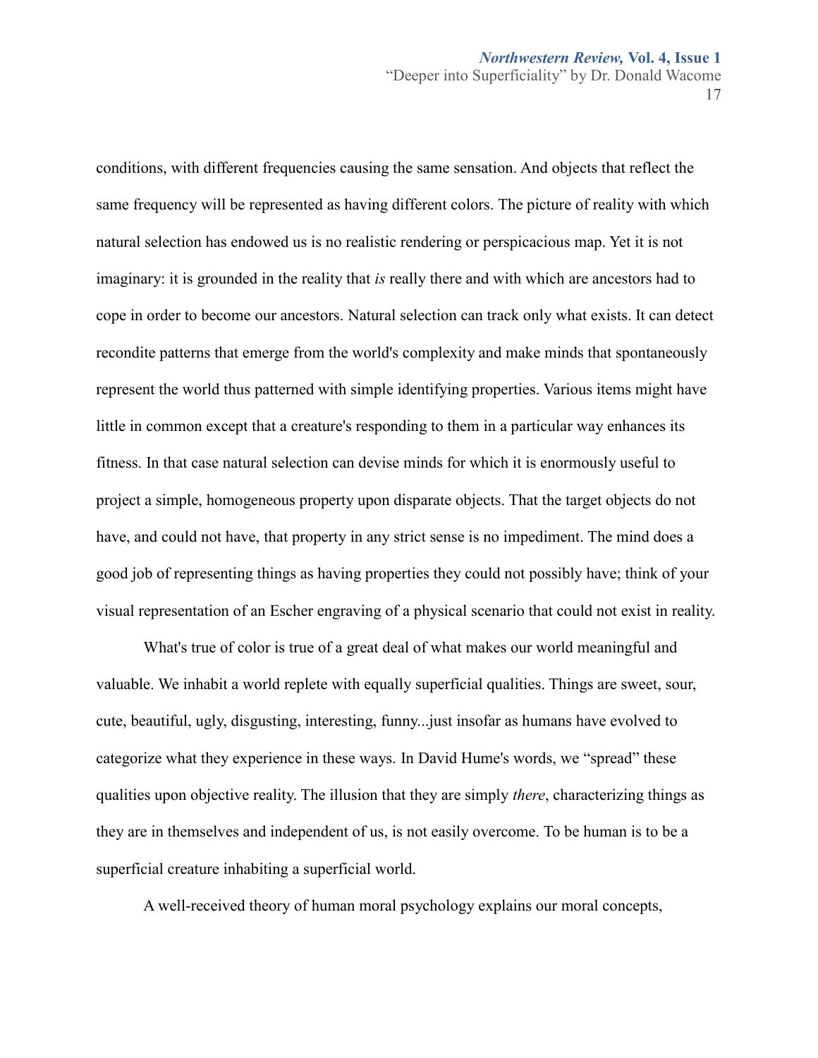conditions, with different frequencies causing the same sensation. And objects that reflect the same frequency will be represented as having different colors. The picture of reality with which natural selection has endowed us is no realistic rendering or perspicacious map. Yet it is not imaginary: it is grounded in the reality that *is* really there and with which are ancestors had to cope in order to become our ancestors. Natural selection can track only what exists. It can detect recondite patterns that emerge from the world's complexity and make minds that spontaneously represent the world thus patterned with simple identifying properties. Various items might have little in common except that a creature's responding to them in a particular way enhances its fitness. In that case natural selection can devise minds for which it is enormously useful to project a simple, homogeneous property upon disparate objects. That the target objects do not have, and could not have, that property in any strict sense is no impediment. The mind does a good job of representing things as having properties they could not possibly have; think of your visual representation of an Escher engraving of a physical scenario that could not exist in reality.

What's true of color is true of a great deal of what makes our world meaningful and valuable. We inhabit a world replete with equally superficial qualities. Things are sweet, sour, cute, beautiful, ugly, disgusting, interesting, funny...just insofar as humans have evolved to categorize what they experience in these ways. In David Hume's words, we "spread" these qualities upon objective reality. The illusion that they are simply *there*, characterizing things as they are in themselves and independent of us, is not easily overcome. To be human is to be a superficial creature inhabiting a superficial world.

A well-received theory of human moral psychology explains our moral concepts,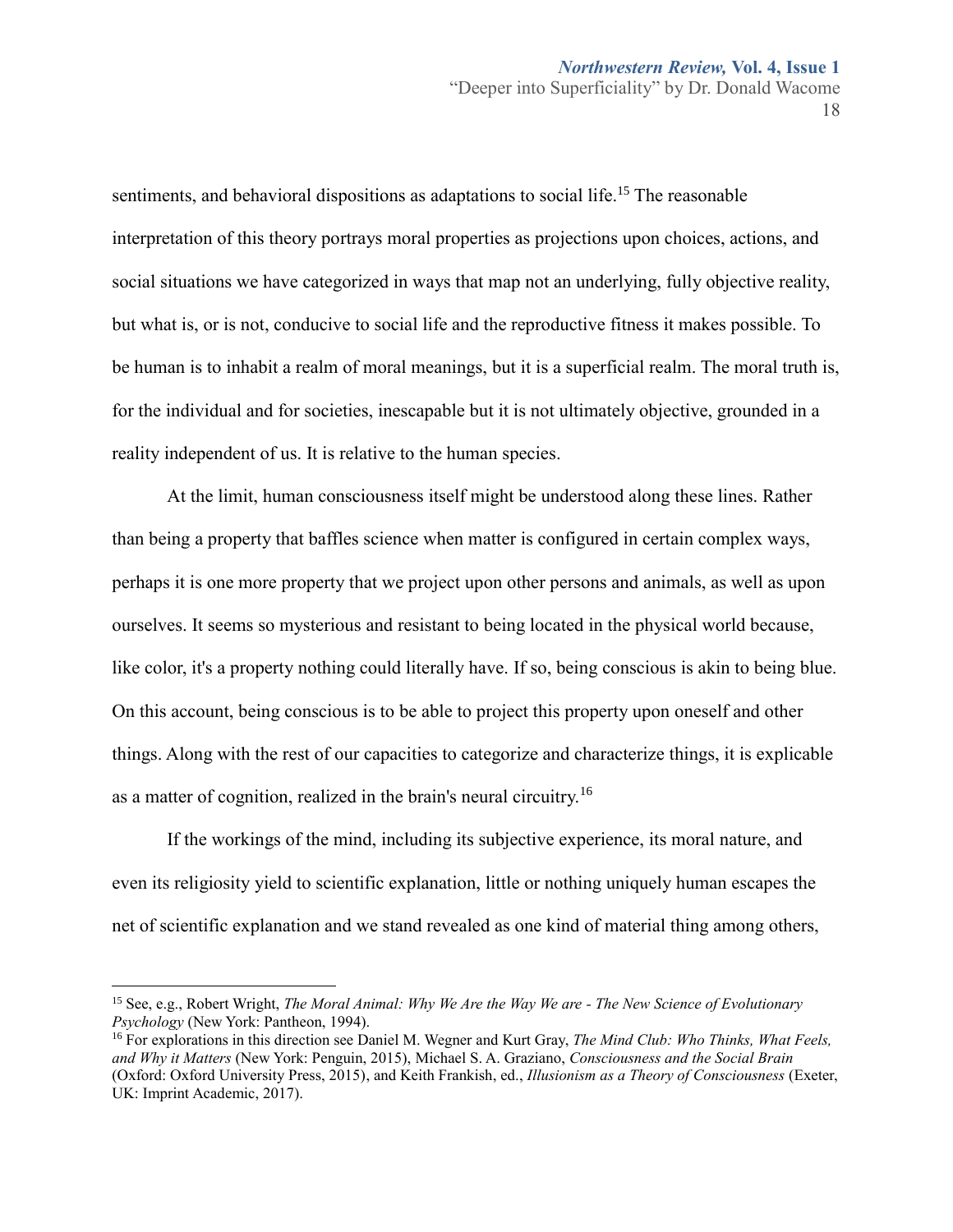sentiments, and behavioral dispositions as adaptations to social life.[15] The reasonable interpretation of this theory portrays moral properties as projections upon choices, actions, and social situations we have categorized in ways that map not an underlying, fully objective reality, but what is, or is not, conducive to social life and the reproductive fitness it makes possible. To be human is to inhabit a realm of moral meanings, but it is a superficial realm. The moral truth is, for the individual and for societies, inescapable but it is not ultimately objective, grounded in a reality independent of us. It is relative to the human species.

At the limit, human consciousness itself might be understood along these lines. Rather than being a property that baffles science when matter is configured in certain complex ways, perhaps it is one more property that we project upon other persons and animals, as well as upon ourselves. It seems so mysterious and resistant to being located in the physical world because, like color, it's a property nothing could literally have. If so, being conscious is akin to being blue. On this account, being conscious is to be able to project this property upon oneself and other things. Along with the rest of our capacities to categorize and characterize things, it is explicable as a matter of cognition, realized in the brain's neural circuitry.[16]

If the workings of the mind, including its subjective experience, its moral nature, and even its religiosity yield to scientific explanation, little or nothing uniquely human escapes the net of scientific explanation and we stand revealed as one kind of material thing among others,

---

[15] See, e.g., Robert Wright, *The Moral Animal: Why We Are the Way We are - The New Science of Evolutionary Psychology* (New York: Pantheon, 1994).

[16] For explorations in this direction see Daniel M. Wegner and Kurt Gray, *The Mind Club: Who Thinks, What Feels, and Why it Matters* (New York: Penguin, 2015), Michael S. A. Graziano, *Consciousness and the Social Brain* (Oxford: Oxford University Press, 2015), and Keith Frankish, ed., *Illusionism as a Theory of Consciousness* (Exeter, UK: Imprint Academic, 2017).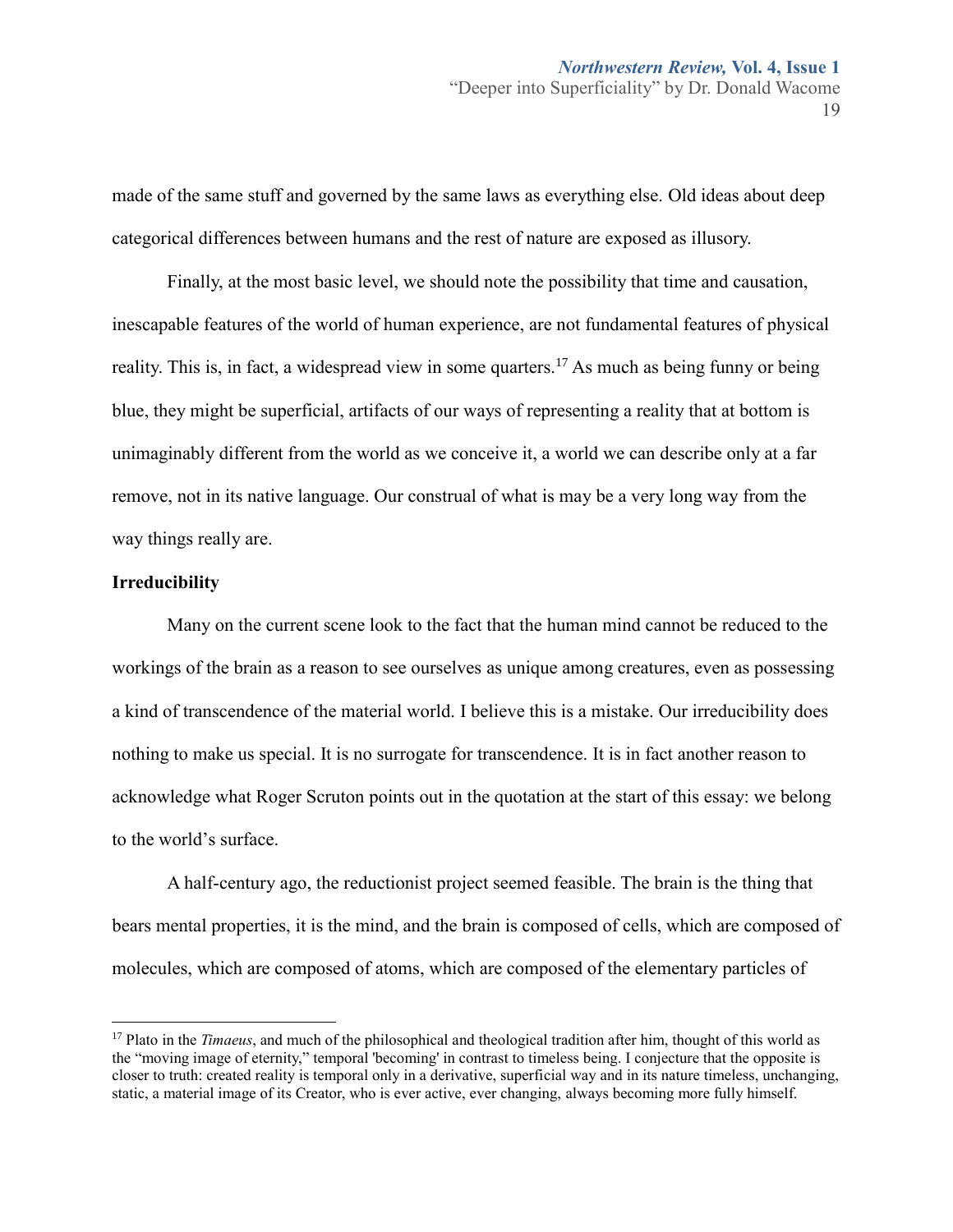made of the same stuff and governed by the same laws as everything else. Old ideas about deep categorical differences between humans and the rest of nature are exposed as illusory.

Finally, at the most basic level, we should note the possibility that time and causation, inescapable features of the world of human experience, are not fundamental features of physical reality. This is, in fact, a widespread view in some quarters.[17] As much as being funny or being blue, they might be superficial, artifacts of our ways of representing a reality that at bottom is unimaginably different from the world as we conceive it, a world we can describe only at a far remove, not in its native language. Our construal of what is may be a very long way from the way things really are.

**Irreducibility**

Many on the current scene look to the fact that the human mind cannot be reduced to the workings of the brain as a reason to see ourselves as unique among creatures, even as possessing a kind of transcendence of the material world. I believe this is a mistake. Our irreducibility does nothing to make us special. It is no surrogate for transcendence. It is in fact another reason to acknowledge what Roger Scruton points out in the quotation at the start of this essay: we belong to the world's surface.

A half-century ago, the reductionist project seemed feasible. The brain is the thing that bears mental properties, it is the mind, and the brain is composed of cells, which are composed of molecules, which are composed of atoms, which are composed of the elementary particles of

---

[17] Plato in the *Timaeus*, and much of the philosophical and theological tradition after him, thought of this world as the "moving image of eternity," temporal 'becoming' in contrast to timeless being. I conjecture that the opposite is closer to truth: created reality is temporal only in a derivative, superficial way and in its nature timeless, unchanging, static, a material image of its Creator, who is ever active, ever changing, always becoming more fully himself.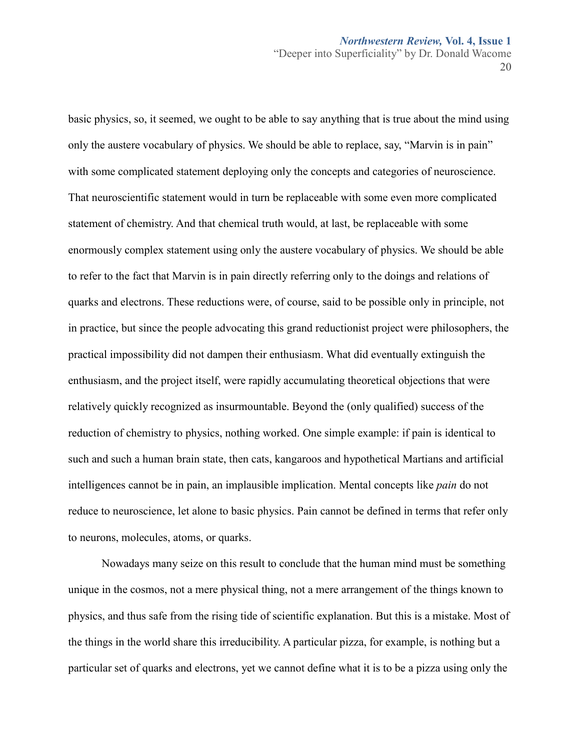basic physics, so, it seemed, we ought to be able to say anything that is true about the mind using only the austere vocabulary of physics. We should be able to replace, say, "Marvin is in pain" with some complicated statement deploying only the concepts and categories of neuroscience. That neuroscientific statement would in turn be replaceable with some even more complicated statement of chemistry. And that chemical truth would, at last, be replaceable with some enormously complex statement using only the austere vocabulary of physics. We should be able to refer to the fact that Marvin is in pain directly referring only to the doings and relations of quarks and electrons. These reductions were, of course, said to be possible only in principle, not in practice, but since the people advocating this grand reductionist project were philosophers, the practical impossibility did not dampen their enthusiasm. What did eventually extinguish the enthusiasm, and the project itself, were rapidly accumulating theoretical objections that were relatively quickly recognized as insurmountable. Beyond the (only qualified) success of the reduction of chemistry to physics, nothing worked. One simple example: if pain is identical to such and such a human brain state, then cats, kangaroos and hypothetical Martians and artificial intelligences cannot be in pain, an implausible implication. Mental concepts like *pain* do not reduce to neuroscience, let alone to basic physics. Pain cannot be defined in terms that refer only to neurons, molecules, atoms, or quarks.

Nowadays many seize on this result to conclude that the human mind must be something unique in the cosmos, not a mere physical thing, not a mere arrangement of the things known to physics, and thus safe from the rising tide of scientific explanation. But this is a mistake. Most of the things in the world share this irreducibility. A particular pizza, for example, is nothing but a particular set of quarks and electrons, yet we cannot define what it is to be a pizza using only the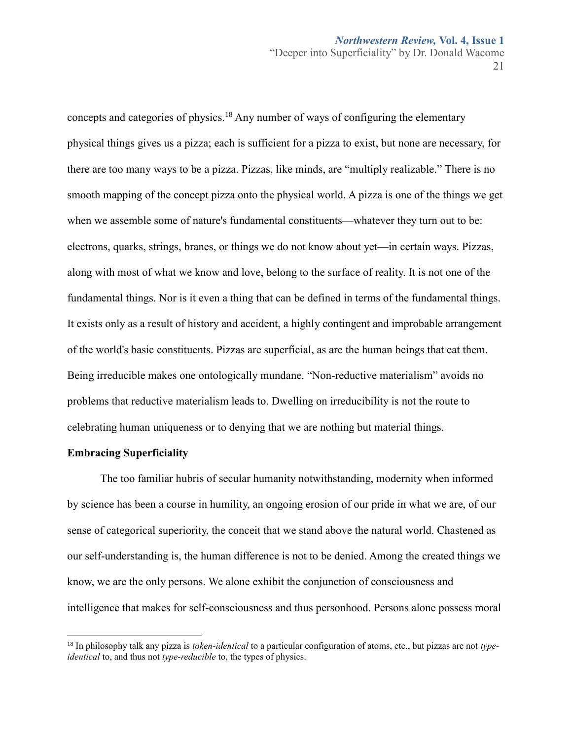concepts and categories of physics.[18] Any number of ways of configuring the elementary physical things gives us a pizza; each is sufficient for a pizza to exist, but none are necessary, for there are too many ways to be a pizza. Pizzas, like minds, are "multiply realizable." There is no smooth mapping of the concept pizza onto the physical world. A pizza is one of the things we get when we assemble some of nature's fundamental constituents—whatever they turn out to be: electrons, quarks, strings, branes, or things we do not know about yet—in certain ways. Pizzas, along with most of what we know and love, belong to the surface of reality. It is not one of the fundamental things. Nor is it even a thing that can be defined in terms of the fundamental things. It exists only as a result of history and accident, a highly contingent and improbable arrangement of the world's basic constituents. Pizzas are superficial, as are the human beings that eat them. Being irreducible makes one ontologically mundane. "Non-reductive materialism" avoids no problems that reductive materialism leads to. Dwelling on irreducibility is not the route to celebrating human uniqueness or to denying that we are nothing but material things.

## Embracing Superficiality

The too familiar hubris of secular humanity notwithstanding, modernity when informed by science has been a course in humility, an ongoing erosion of our pride in what we are, of our sense of categorical superiority, the conceit that we stand above the natural world. Chastened as our self-understanding is, the human difference is not to be denied. Among the created things we know, we are the only persons. We alone exhibit the conjunction of consciousness and intelligence that makes for self-consciousness and thus personhood. Persons alone possess moral

---

[18] In philosophy talk any pizza is *token-identical* to a particular configuration of atoms, etc., but pizzas are not *type-identical* to, and thus not *type-reducible* to, the types of physics.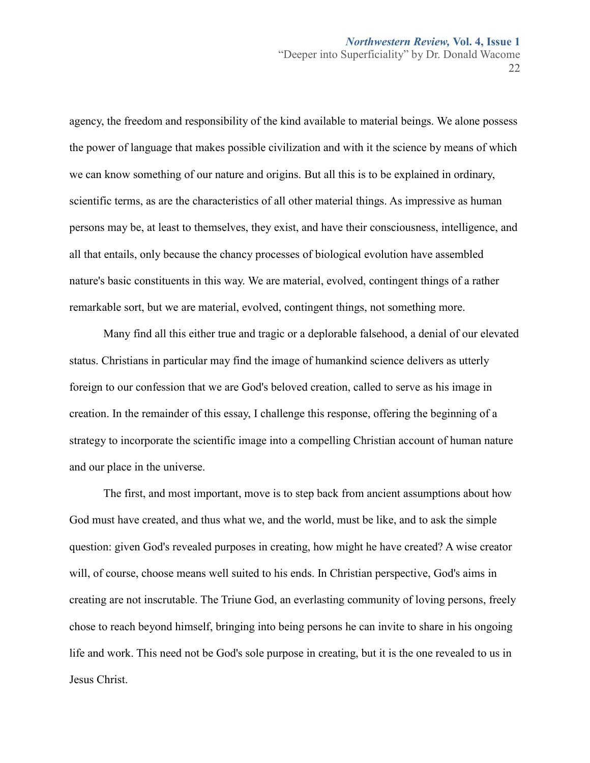agency, the freedom and responsibility of the kind available to material beings. We alone possess the power of language that makes possible civilization and with it the science by means of which we can know something of our nature and origins. But all this is to be explained in ordinary, scientific terms, as are the characteristics of all other material things. As impressive as human persons may be, at least to themselves, they exist, and have their consciousness, intelligence, and all that entails, only because the chancy processes of biological evolution have assembled nature's basic constituents in this way. We are material, evolved, contingent things of a rather remarkable sort, but we are material, evolved, contingent things, not something more.

Many find all this either true and tragic or a deplorable falsehood, a denial of our elevated status. Christians in particular may find the image of humankind science delivers as utterly foreign to our confession that we are God's beloved creation, called to serve as his image in creation. In the remainder of this essay, I challenge this response, offering the beginning of a strategy to incorporate the scientific image into a compelling Christian account of human nature and our place in the universe.

The first, and most important, move is to step back from ancient assumptions about how God must have created, and thus what we, and the world, must be like, and to ask the simple question: given God's revealed purposes in creating, how might he have created? A wise creator will, of course, choose means well suited to his ends. In Christian perspective, God's aims in creating are not inscrutable. The Triune God, an everlasting community of loving persons, freely chose to reach beyond himself, bringing into being persons he can invite to share in his ongoing life and work. This need not be God's sole purpose in creating, but it is the one revealed to us in Jesus Christ.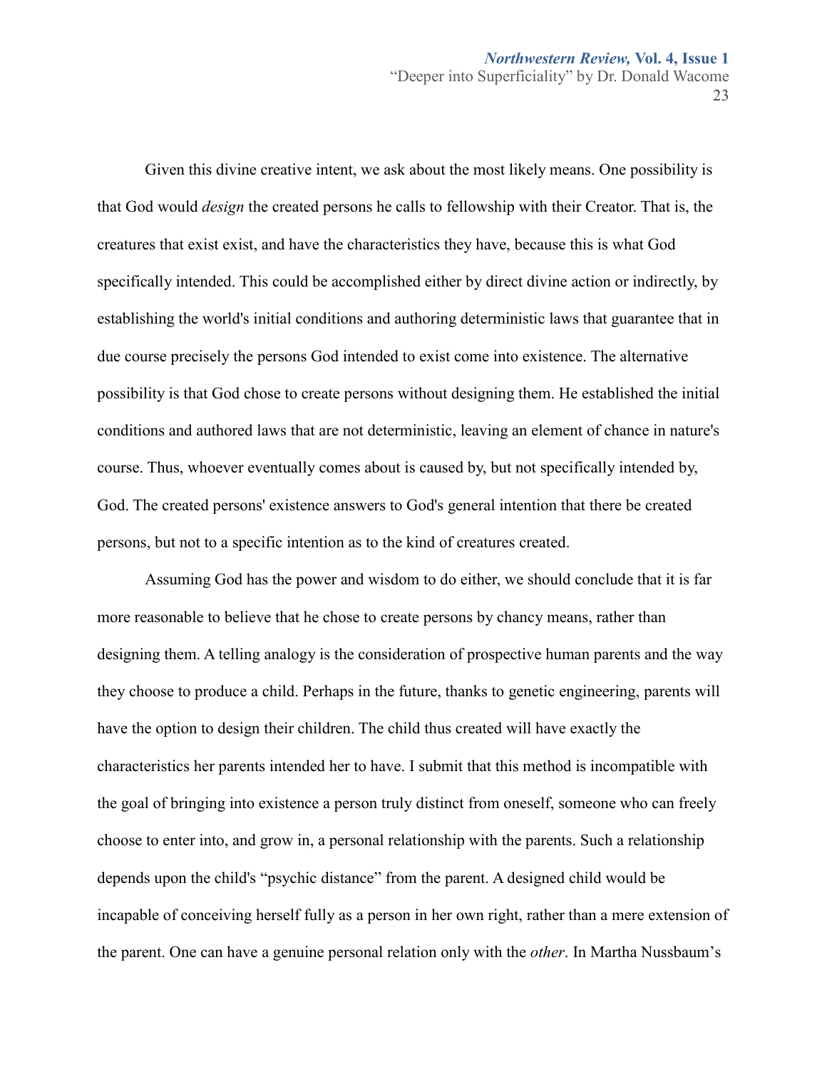Given this divine creative intent, we ask about the most likely means. One possibility is that God would *design* the created persons he calls to fellowship with their Creator. That is, the creatures that exist exist, and have the characteristics they have, because this is what God specifically intended. This could be accomplished either by direct divine action or indirectly, by establishing the world's initial conditions and authoring deterministic laws that guarantee that in due course precisely the persons God intended to exist come into existence. The alternative possibility is that God chose to create persons without designing them. He established the initial conditions and authored laws that are not deterministic, leaving an element of chance in nature's course. Thus, whoever eventually comes about is caused by, but not specifically intended by, God. The created persons' existence answers to God's general intention that there be created persons, but not to a specific intention as to the kind of creatures created.

Assuming God has the power and wisdom to do either, we should conclude that it is far more reasonable to believe that he chose to create persons by chancy means, rather than designing them. A telling analogy is the consideration of prospective human parents and the way they choose to produce a child. Perhaps in the future, thanks to genetic engineering, parents will have the option to design their children. The child thus created will have exactly the characteristics her parents intended her to have. I submit that this method is incompatible with the goal of bringing into existence a person truly distinct from oneself, someone who can freely choose to enter into, and grow in, a personal relationship with the parents. Such a relationship depends upon the child's "psychic distance" from the parent. A designed child would be incapable of conceiving herself fully as a person in her own right, rather than a mere extension of the parent. One can have a genuine personal relation only with the *other*. In Martha Nussbaum's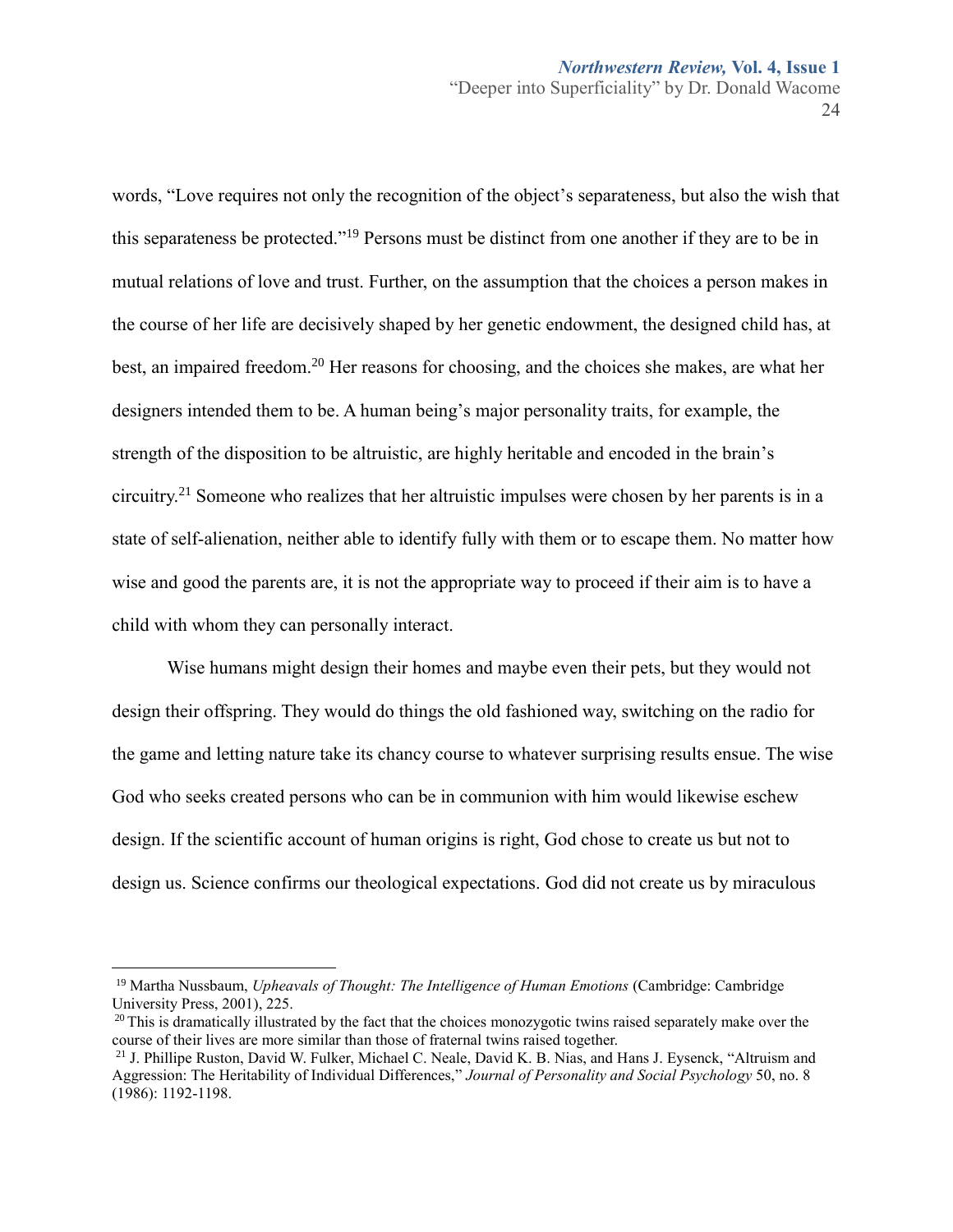words, "Love requires not only the recognition of the object's separateness, but also the wish that this separateness be protected."[19] Persons must be distinct from one another if they are to be in mutual relations of love and trust. Further, on the assumption that the choices a person makes in the course of her life are decisively shaped by her genetic endowment, the designed child has, at best, an impaired freedom.[20] Her reasons for choosing, and the choices she makes, are what her designers intended them to be. A human being's major personality traits, for example, the strength of the disposition to be altruistic, are highly heritable and encoded in the brain's circuitry.[21] Someone who realizes that her altruistic impulses were chosen by her parents is in a state of self-alienation, neither able to identify fully with them or to escape them. No matter how wise and good the parents are, it is not the appropriate way to proceed if their aim is to have a child with whom they can personally interact.

Wise humans might design their homes and maybe even their pets, but they would not design their offspring. They would do things the old fashioned way, switching on the radio for the game and letting nature take its chancy course to whatever surprising results ensue. The wise God who seeks created persons who can be in communion with him would likewise eschew design. If the scientific account of human origins is right, God chose to create us but not to design us. Science confirms our theological expectations. God did not create us by miraculous

---

[19] Martha Nussbaum, *Upheavals of Thought: The Intelligence of Human Emotions* (Cambridge: Cambridge University Press, 2001), 225.

[20] This is dramatically illustrated by the fact that the choices monozygotic twins raised separately make over the course of their lives are more similar than those of fraternal twins raised together.

[21] J. Phillipe Ruston, David W. Fulker, Michael C. Neale, David K. B. Nias, and Hans J. Eysenck, "Altruism and Aggression: The Heritability of Individual Differences," *Journal of Personality and Social Psychology* 50, no. 8 (1986): 1192-1198.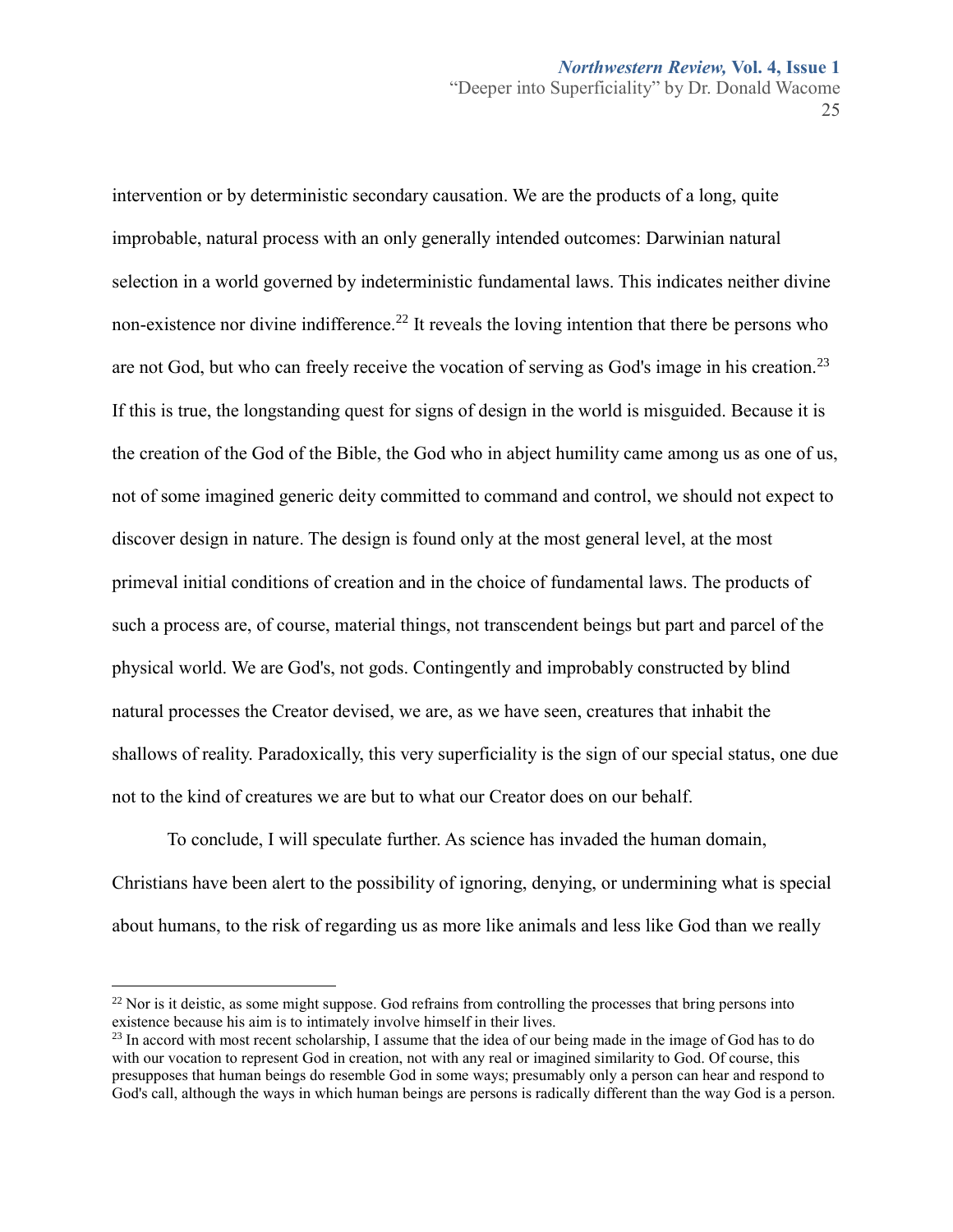intervention or by deterministic secondary causation. We are the products of a long, quite improbable, natural process with an only generally intended outcomes: Darwinian natural selection in a world governed by indeterministic fundamental laws. This indicates neither divine non-existence nor divine indifference.[22] It reveals the loving intention that there be persons who are not God, but who can freely receive the vocation of serving as God's image in his creation.[23] If this is true, the longstanding quest for signs of design in the world is misguided. Because it is the creation of the God of the Bible, the God who in abject humility came among us as one of us, not of some imagined generic deity committed to command and control, we should not expect to discover design in nature. The design is found only at the most general level, at the most primeval initial conditions of creation and in the choice of fundamental laws. The products of such a process are, of course, material things, not transcendent beings but part and parcel of the physical world. We are God's, not gods. Contingently and improbably constructed by blind natural processes the Creator devised, we are, as we have seen, creatures that inhabit the shallows of reality. Paradoxically, this very superficiality is the sign of our special status, one due not to the kind of creatures we are but to what our Creator does on our behalf.

To conclude, I will speculate further. As science has invaded the human domain, Christians have been alert to the possibility of ignoring, denying, or undermining what is special about humans, to the risk of regarding us as more like animals and less like God than we really

---

[22] Nor is it deistic, as some might suppose. God refrains from controlling the processes that bring persons into existence because his aim is to intimately involve himself in their lives.

[23] In accord with most recent scholarship, I assume that the idea of our being made in the image of God has to do with our vocation to represent God in creation, not with any real or imagined similarity to God. Of course, this presupposes that human beings do resemble God in some ways; presumably only a person can hear and respond to God's call, although the ways in which human beings are persons is radically different than the way God is a person.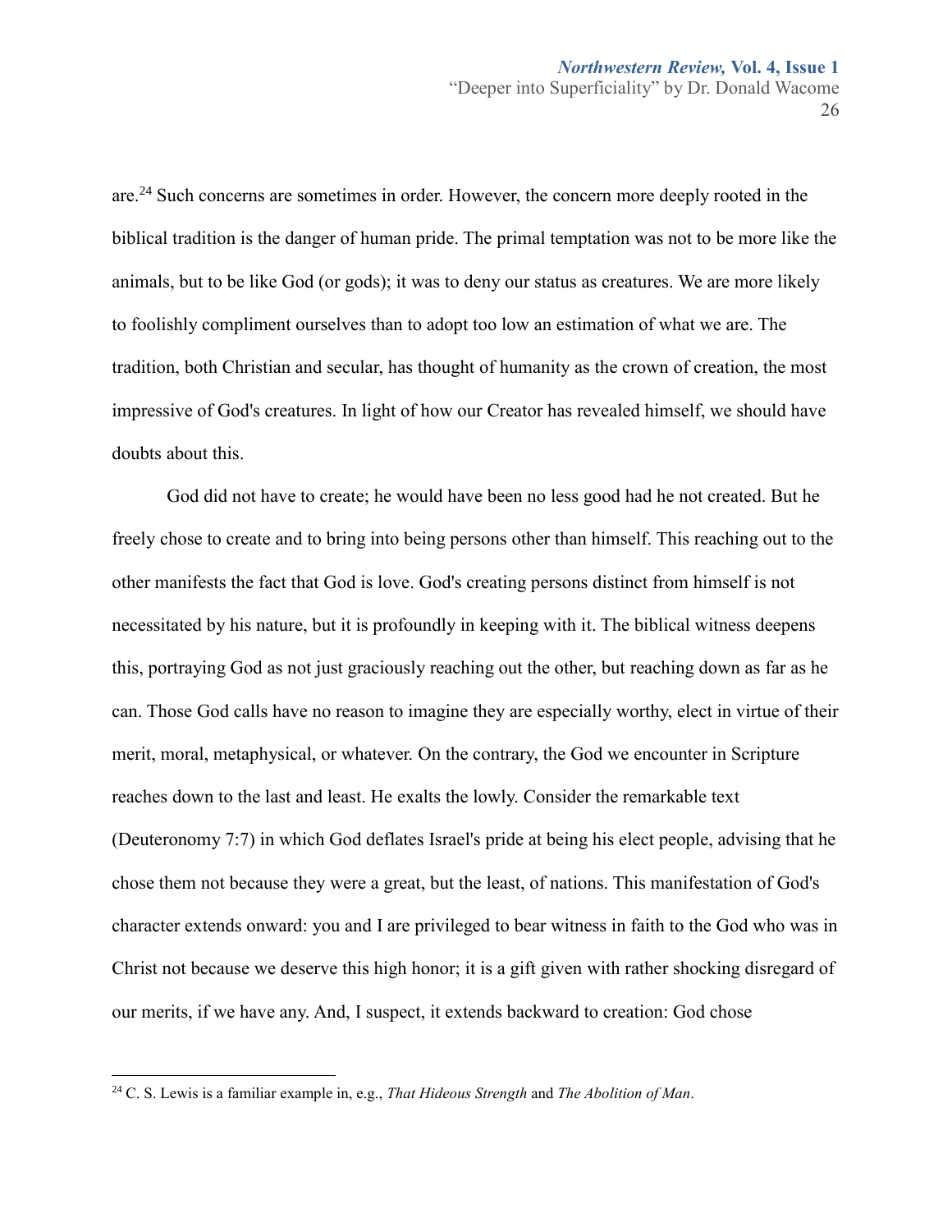are.[24] Such concerns are sometimes in order. However, the concern more deeply rooted in the biblical tradition is the danger of human pride. The primal temptation was not to be more like the animals, but to be like God (or gods); it was to deny our status as creatures. We are more likely to foolishly compliment ourselves than to adopt too low an estimation of what we are. The tradition, both Christian and secular, has thought of humanity as the crown of creation, the most impressive of God's creatures. In light of how our Creator has revealed himself, we should have doubts about this.

God did not have to create; he would have been no less good had he not created. But he freely chose to create and to bring into being persons other than himself. This reaching out to the other manifests the fact that God is love. God's creating persons distinct from himself is not necessitated by his nature, but it is profoundly in keeping with it. The biblical witness deepens this, portraying God as not just graciously reaching out the other, but reaching down as far as he can. Those God calls have no reason to imagine they are especially worthy, elect in virtue of their merit, moral, metaphysical, or whatever. On the contrary, the God we encounter in Scripture reaches down to the last and least. He exalts the lowly. Consider the remarkable text (Deuteronomy 7:7) in which God deflates Israel's pride at being his elect people, advising that he chose them not because they were a great, but the least, of nations. This manifestation of God's character extends onward: you and I are privileged to bear witness in faith to the God who was in Christ not because we deserve this high honor; it is a gift given with rather shocking disregard of our merits, if we have any. And, I suspect, it extends backward to creation: God chose

[24] C. S. Lewis is a familiar example in, e.g., *That Hideous Strength* and *The Abolition of Man*.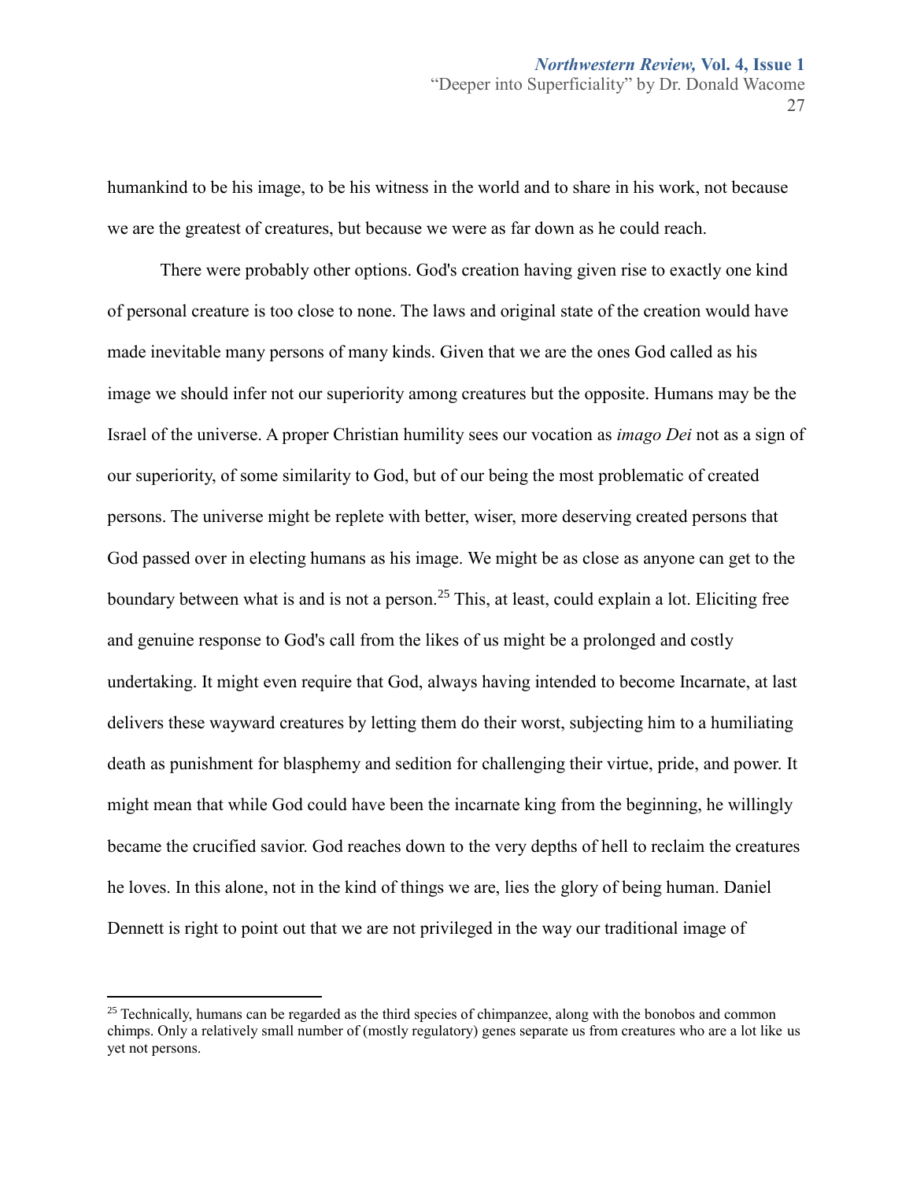humankind to be his image, to be his witness in the world and to share in his work, not because we are the greatest of creatures, but because we were as far down as he could reach.

There were probably other options. God's creation having given rise to exactly one kind of personal creature is too close to none. The laws and original state of the creation would have made inevitable many persons of many kinds. Given that we are the ones God called as his image we should infer not our superiority among creatures but the opposite. Humans may be the Israel of the universe. A proper Christian humility sees our vocation as *imago Dei* not as a sign of our superiority, of some similarity to God, but of our being the most problematic of created persons. The universe might be replete with better, wiser, more deserving created persons that God passed over in electing humans as his image. We might be as close as anyone can get to the boundary between what is and is not a person.[25] This, at least, could explain a lot. Eliciting free and genuine response to God's call from the likes of us might be a prolonged and costly undertaking. It might even require that God, always having intended to become Incarnate, at last delivers these wayward creatures by letting them do their worst, subjecting him to a humiliating death as punishment for blasphemy and sedition for challenging their virtue, pride, and power. It might mean that while God could have been the incarnate king from the beginning, he willingly became the crucified savior. God reaches down to the very depths of hell to reclaim the creatures he loves. In this alone, not in the kind of things we are, lies the glory of being human. Daniel Dennett is right to point out that we are not privileged in the way our traditional image of

---

[25] Technically, humans can be regarded as the third species of chimpanzee, along with the bonobos and common chimps. Only a relatively small number of (mostly regulatory) genes separate us from creatures who are a lot like us yet not persons.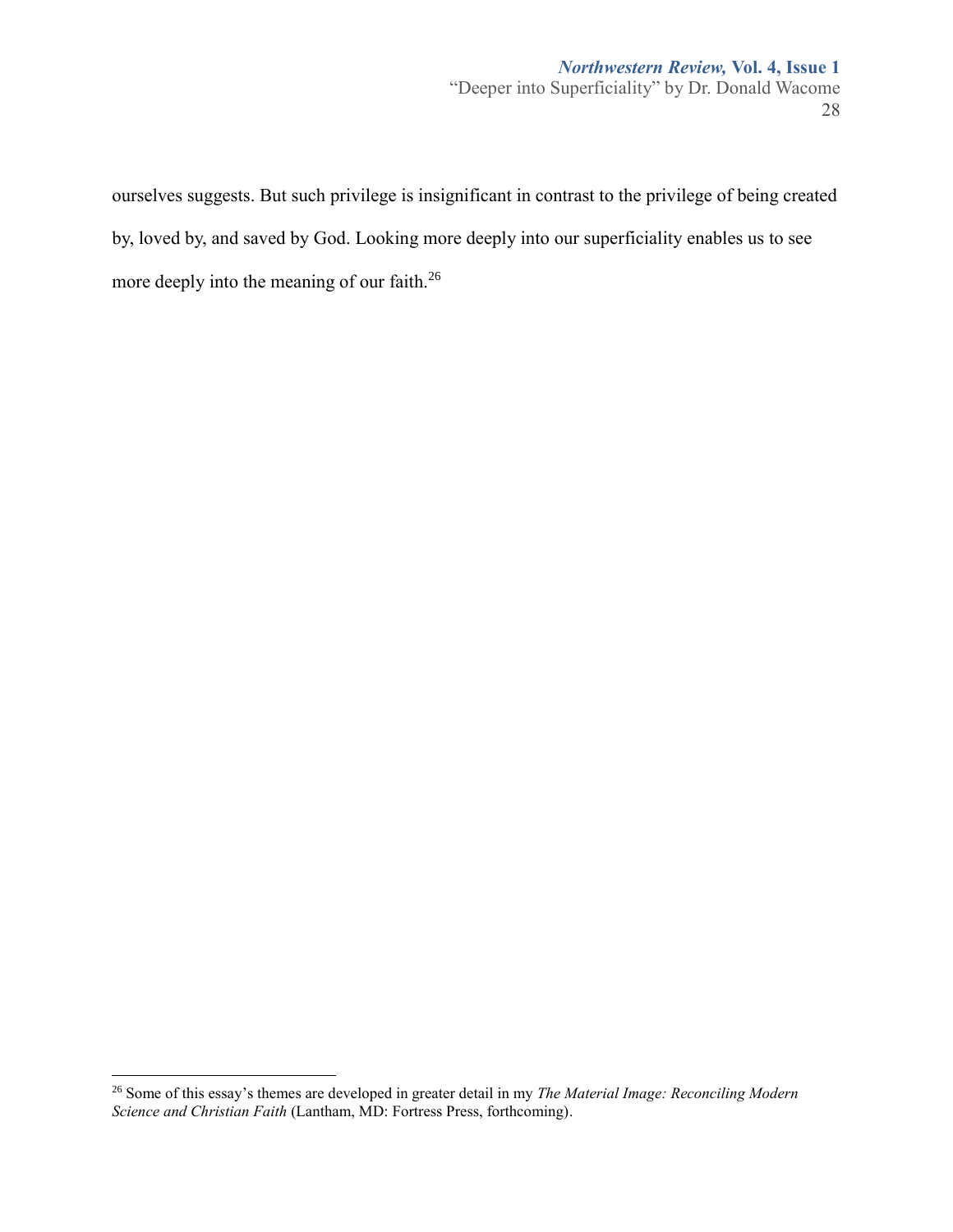ourselves suggests. But such privilege is insignificant in contrast to the privilege of being created by, loved by, and saved by God. Looking more deeply into our superficiality enables us to see more deeply into the meaning of our faith.[26]

---

[26] Some of this essay's themes are developed in greater detail in my *The Material Image: Reconciling Modern Science and Christian Faith* (Lantham, MD: Fortress Press, forthcoming).